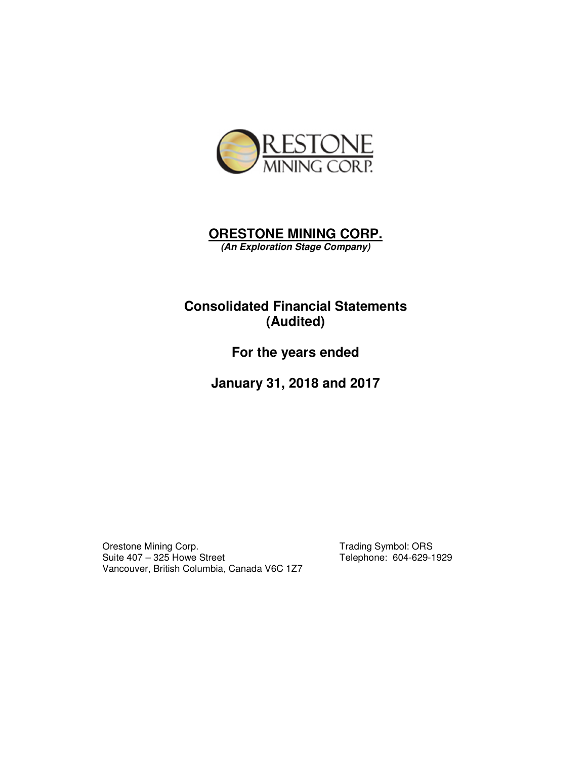# ORESTONE MINING CORP.

***(An Exploration Stage Company)***

## Consolidated Financial Statements (Audited)

## For the years ended

## January 31, 2018 and 2017

Orestone Mining Corp.
Suite 407 – 325 Howe Street
Vancouver, British Columbia, Canada V6C 1Z7

Trading Symbol: ORS
Telephone: 604-629-1929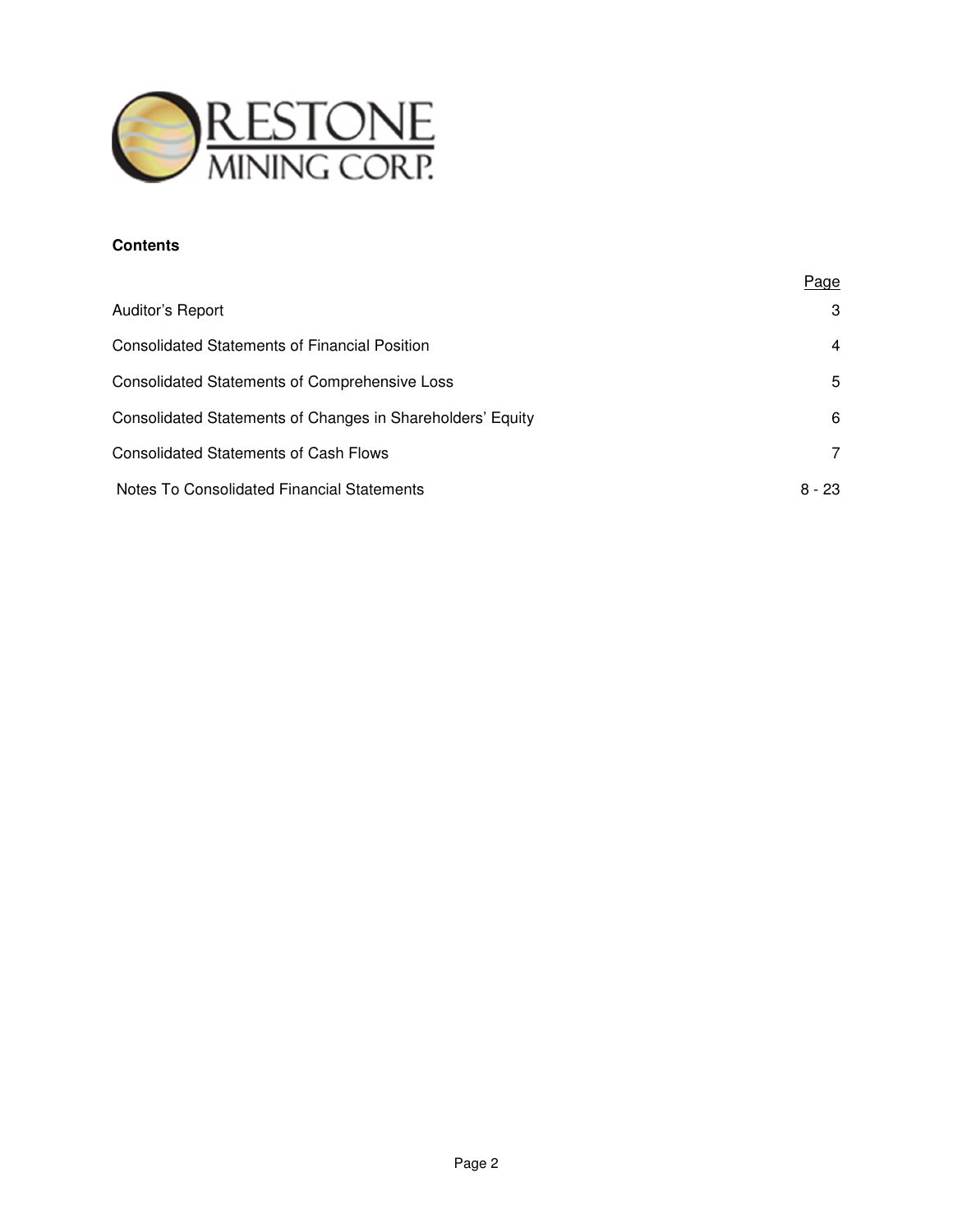ORESTONE MINING CORP.

**Contents**

| | Page |
|---|---|
| Auditor's Report | 3 |
| Consolidated Statements of Financial Position | 4 |
| Consolidated Statements of Comprehensive Loss | 5 |
| Consolidated Statements of Changes in Shareholders' Equity | 6 |
| Consolidated Statements of Cash Flows | 7 |
| Notes To Consolidated Financial Statements | 8 - 23 |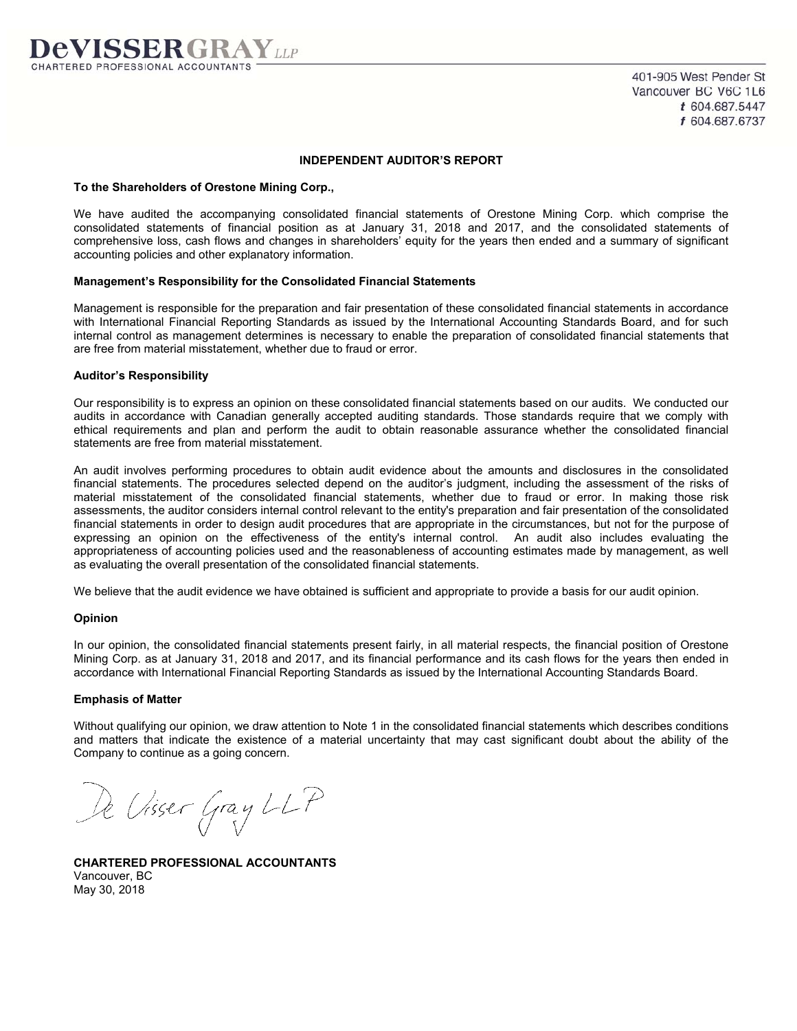**DeVISSERGRAY** LLP
CHARTERED PROFESSIONAL ACCOUNTANTS

401-905 West Pender St
Vancouver BC V6C 1L6
*t* 604.687.5447
*f* 604.687.6737

# INDEPENDENT AUDITOR'S REPORT

**To the Shareholders of Orestone Mining Corp.,**

We have audited the accompanying consolidated financial statements of Orestone Mining Corp. which comprise the consolidated statements of financial position as at January 31, 2018 and 2017, and the consolidated statements of comprehensive loss, cash flows and changes in shareholders' equity for the years then ended and a summary of significant accounting policies and other explanatory information.

**Management's Responsibility for the Consolidated Financial Statements**

Management is responsible for the preparation and fair presentation of these consolidated financial statements in accordance with International Financial Reporting Standards as issued by the International Accounting Standards Board, and for such internal control as management determines is necessary to enable the preparation of consolidated financial statements that are free from material misstatement, whether due to fraud or error.

**Auditor's Responsibility**

Our responsibility is to express an opinion on these consolidated financial statements based on our audits. We conducted our audits in accordance with Canadian generally accepted auditing standards. Those standards require that we comply with ethical requirements and plan and perform the audit to obtain reasonable assurance whether the consolidated financial statements are free from material misstatement.

An audit involves performing procedures to obtain audit evidence about the amounts and disclosures in the consolidated financial statements. The procedures selected depend on the auditor's judgment, including the assessment of the risks of material misstatement of the consolidated financial statements, whether due to fraud or error. In making those risk assessments, the auditor considers internal control relevant to the entity's preparation and fair presentation of the consolidated financial statements in order to design audit procedures that are appropriate in the circumstances, but not for the purpose of expressing an opinion on the effectiveness of the entity's internal control. An audit also includes evaluating the appropriateness of accounting policies used and the reasonableness of accounting estimates made by management, as well as evaluating the overall presentation of the consolidated financial statements.

We believe that the audit evidence we have obtained is sufficient and appropriate to provide a basis for our audit opinion.

**Opinion**

In our opinion, the consolidated financial statements present fairly, in all material respects, the financial position of Orestone Mining Corp. as at January 31, 2018 and 2017, and its financial performance and its cash flows for the years then ended in accordance with International Financial Reporting Standards as issued by the International Accounting Standards Board.

**Emphasis of Matter**

Without qualifying our opinion, we draw attention to Note 1 in the consolidated financial statements which describes conditions and matters that indicate the existence of a material uncertainty that may cast significant doubt about the ability of the Company to continue as a going concern.

*De Visser Gray LLP*

**CHARTERED PROFESSIONAL ACCOUNTANTS**
Vancouver, BC
May 30, 2018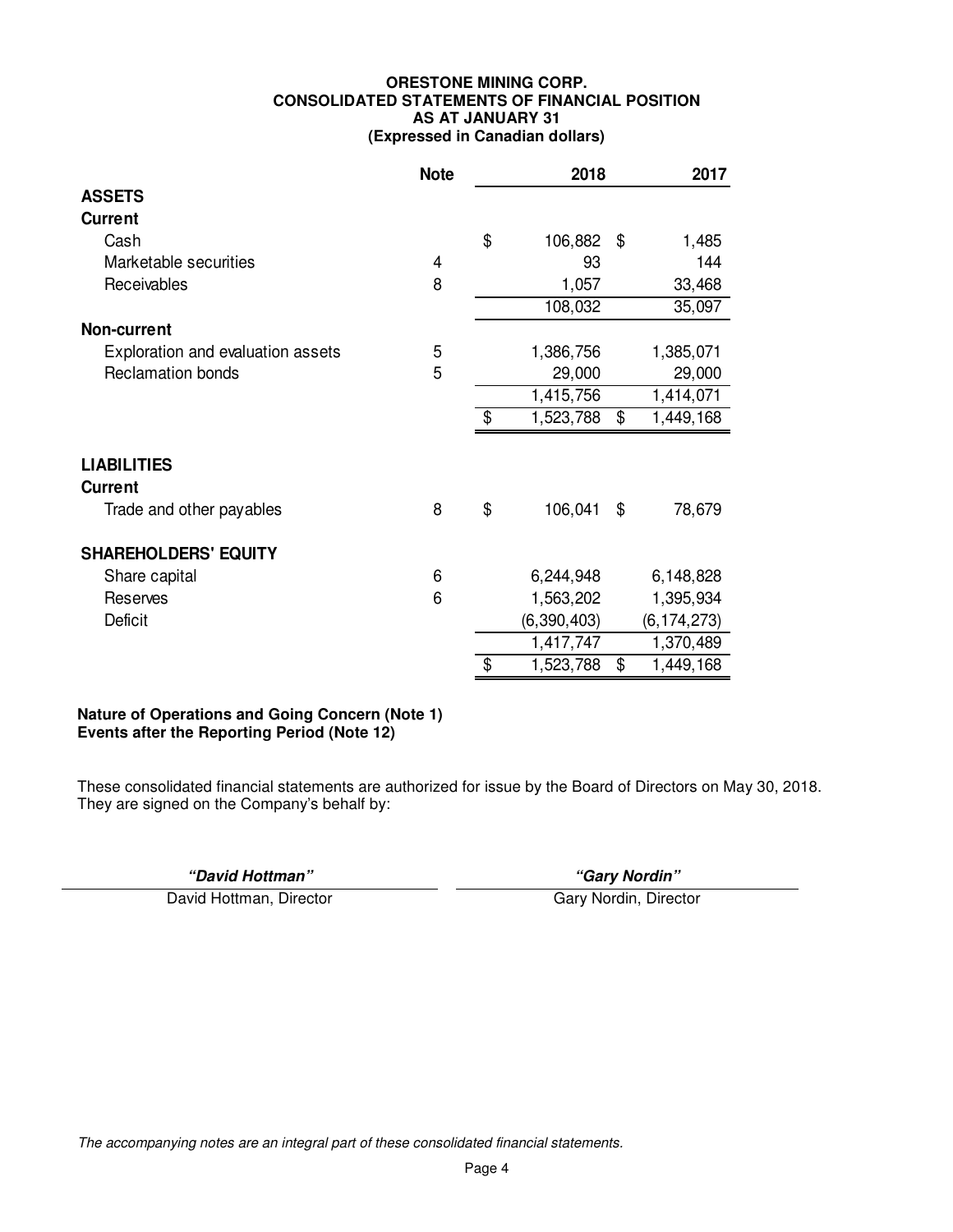**ORESTONE MINING CORP.**
**CONSOLIDATED STATEMENTS OF FINANCIAL POSITION**
**AS AT JANUARY 31**
**(Expressed in Canadian dollars)**

| | Note | 2018 | 2017 |
|---|---|---|---|
| **ASSETS** | | | |
| **Current** | | | |
| Cash | | $ 106,882 | $ 1,485 |
| Marketable securities | 4 | 93 | 144 |
| Receivables | 8 | 1,057 | 33,468 |
| | | 108,032 | 35,097 |
| **Non-current** | | | |
| Exploration and evaluation assets | 5 | 1,386,756 | 1,385,071 |
| Reclamation bonds | 5 | 29,000 | 29,000 |
| | | 1,415,756 | 1,414,071 |
| | | $ 1,523,788 | $ 1,449,168 |
| **LIABILITIES** | | | |
| **Current** | | | |
| Trade and other payables | 8 | $ 106,041 | $ 78,679 |
| **SHAREHOLDERS' EQUITY** | | | |
| Share capital | 6 | 6,244,948 | 6,148,828 |
| Reserves | 6 | 1,563,202 | 1,395,934 |
| Deficit | | (6,390,403) | (6,174,273) |
| | | 1,417,747 | 1,370,489 |
| | | $ 1,523,788 | $ 1,449,168 |

**Nature of Operations and Going Concern (Note 1)**
**Events after the Reporting Period (Note 12)**

These consolidated financial statements are authorized for issue by the Board of Directors on May 30, 2018.
They are signed on the Company's behalf by:

| ***"David Hottman"*** | ***"Gary Nordin"*** |
|---|---|
| David Hottman, Director | Gary Nordin, Director |

*The accompanying notes are an integral part of these consolidated financial statements.*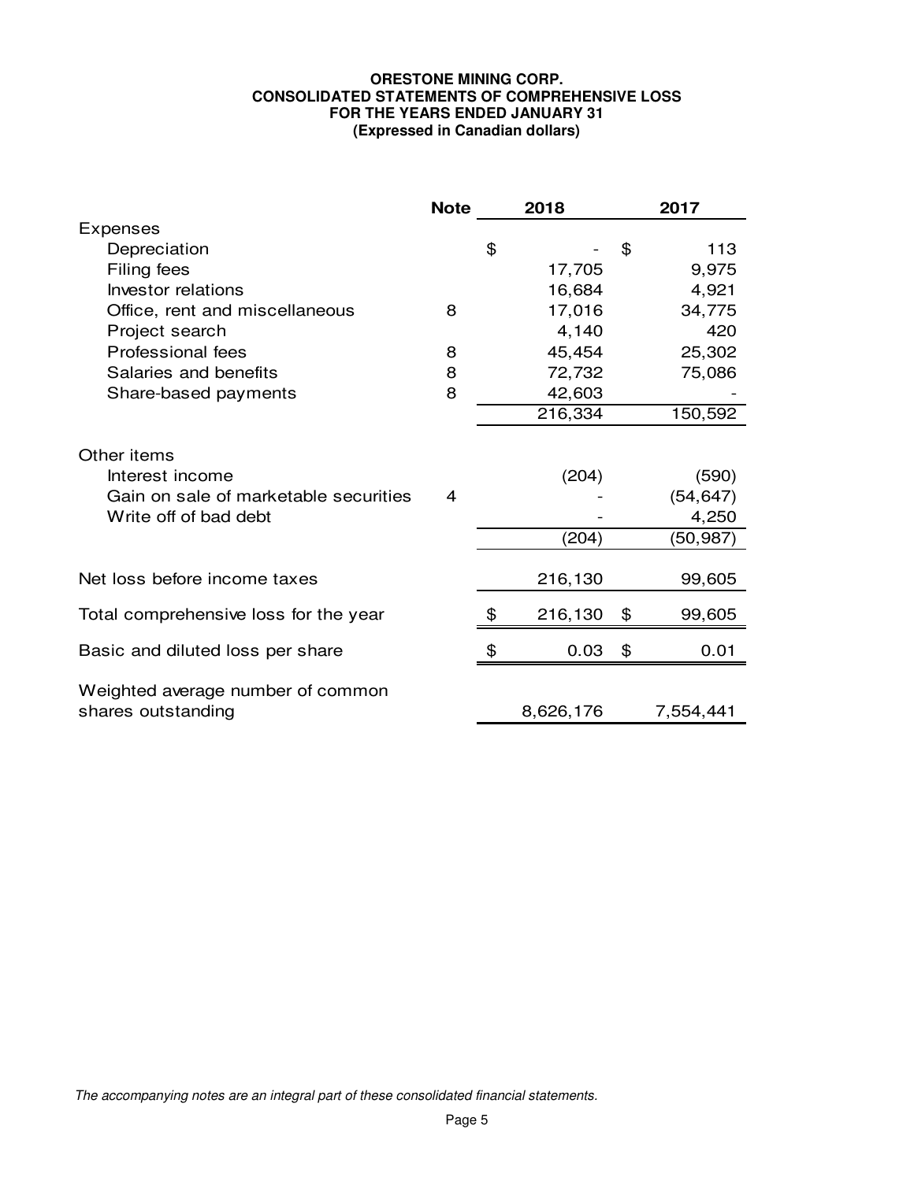**ORESTONE MINING CORP.**
**CONSOLIDATED STATEMENTS OF COMPREHENSIVE LOSS**
**FOR THE YEARS ENDED JANUARY 31**
**(Expressed in Canadian dollars)**

| | Note | 2018 | 2017 |
|---|---|---|---|
| Expenses | | | |
| Depreciation | | $ - | $ 113 |
| Filing fees | | 17,705 | 9,975 |
| Investor relations | | 16,684 | 4,921 |
| Office, rent and miscellaneous | 8 | 17,016 | 34,775 |
| Project search | | 4,140 | 420 |
| Professional fees | 8 | 45,454 | 25,302 |
| Salaries and benefits | 8 | 72,732 | 75,086 |
| Share-based payments | 8 | 42,603 | - |
| | | 216,334 | 150,592 |
| Other items | | | |
| Interest income | | (204) | (590) |
| Gain on sale of marketable securities | 4 | - | (54,647) |
| Write off of bad debt | | - | 4,250 |
| | | (204) | (50,987) |
| Net loss before income taxes | | 216,130 | 99,605 |
| Total comprehensive loss for the year | | $ 216,130 | $ 99,605 |
| Basic and diluted loss per share | | $ 0.03 | $ 0.01 |
| Weighted average number of common shares outstanding | | 8,626,176 | 7,554,441 |

*The accompanying notes are an integral part of these consolidated financial statements.*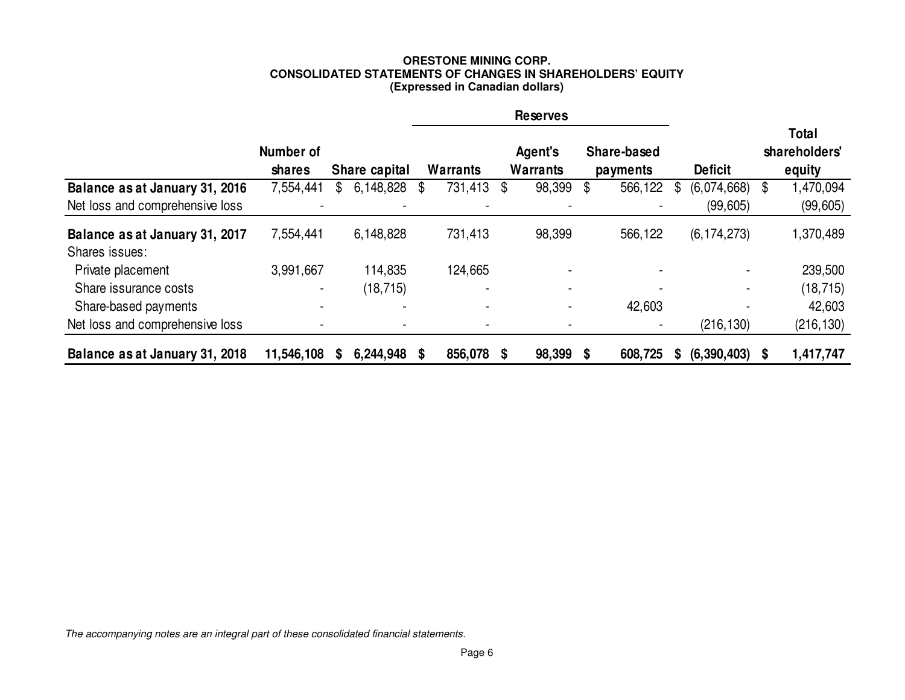**ORESTONE MINING CORP.**
**CONSOLIDATED STATEMENTS OF CHANGES IN SHAREHOLDERS' EQUITY**
**(Expressed in Canadian dollars)**

| | | | Reserves | | | | |
|---|---|---|---|---|---|---|---|
| | Number of shares | Share capital | Warrants | Agent's Warrants | Share-based payments | Deficit | Total shareholders' equity |
| **Balance as at January 31, 2016** | 7,554,441 | $ 6,148,828 | $ 731,413 | $ 98,399 | $ 566,122 | $ (6,074,668) | $ 1,470,094 |
| Net loss and comprehensive loss | - | - | - | - | - | (99,605) | (99,605) |
| **Balance as at January 31, 2017** | 7,554,441 | 6,148,828 | 731,413 | 98,399 | 566,122 | (6,174,273) | 1,370,489 |
| Shares issues: | | | | | | | |
| Private placement | 3,991,667 | 114,835 | 124,665 | - | - | - | 239,500 |
| Share issurance costs | - | (18,715) | - | - | - | - | (18,715) |
| Share-based payments | - | - | - | - | 42,603 | - | 42,603 |
| Net loss and comprehensive loss | - | - | - | - | - | (216,130) | (216,130) |
| **Balance as at January 31, 2018** | **11,546,108** | **$ 6,244,948** | **$ 856,078** | **$ 98,399** | **$ 608,725** | **$ (6,390,403)** | **$ 1,417,747** |

*The accompanying notes are an integral part of these consolidated financial statements.*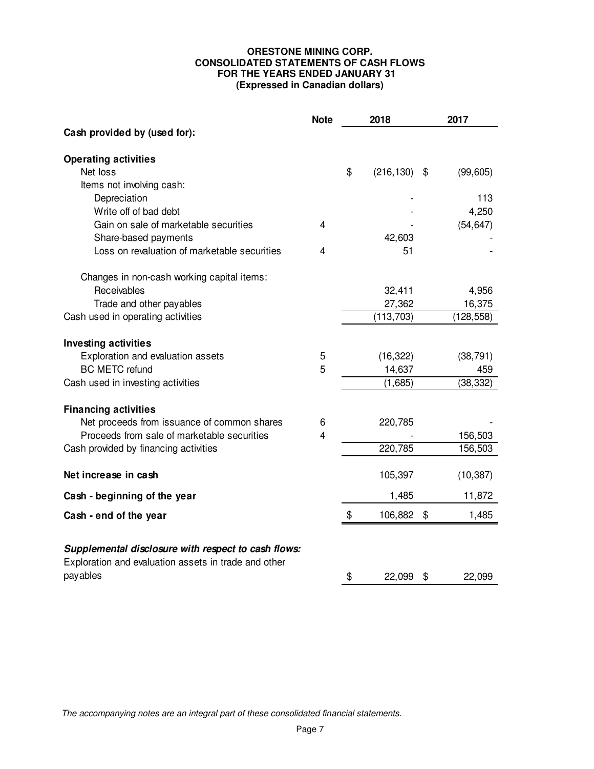# ORESTONE MINING CORP.
## CONSOLIDATED STATEMENTS OF CASH FLOWS
### FOR THE YEARS ENDED JANUARY 31
### (Expressed in Canadian dollars)

| | Note | 2018 | 2017 |
|---|---|---|---|
| **Cash provided by (used for):** | | | |
| **Operating activities** | | | |
| Net loss | | $ (216,130) | $ (99,605) |
| Items not involving cash: | | | |
| Depreciation | | - | 113 |
| Write off of bad debt | | - | 4,250 |
| Gain on sale of marketable securities | 4 | - | (54,647) |
| Share-based payments | | 42,603 | - |
| Loss on revaluation of marketable securities | 4 | 51 | - |
| Changes in non-cash working capital items: | | | |
| Receivables | | 32,411 | 4,956 |
| Trade and other payables | | 27,362 | 16,375 |
| Cash used in operating activities | | (113,703) | (128,558) |
| **Investing activities** | | | |
| Exploration and evaluation assets | 5 | (16,322) | (38,791) |
| BC METC refund | 5 | 14,637 | 459 |
| Cash used in investing activities | | (1,685) | (38,332) |
| **Financing activities** | | | |
| Net proceeds from issuance of common shares | 6 | 220,785 | - |
| Proceeds from sale of marketable securities | 4 | - | 156,503 |
| Cash provided by financing activities | | 220,785 | 156,503 |
| **Net increase in cash** | | 105,397 | (10,387) |
| **Cash - beginning of the year** | | 1,485 | 11,872 |
| **Cash - end of the year** | | $ 106,882 | $ 1,485 |

***Supplemental disclosure with respect to cash flows:***

| | | 2018 | 2017 |
|---|---|---|---|
| Exploration and evaluation assets in trade and other payables | | $ 22,099 | $ 22,099 |

*The accompanying notes are an integral part of these consolidated financial statements.*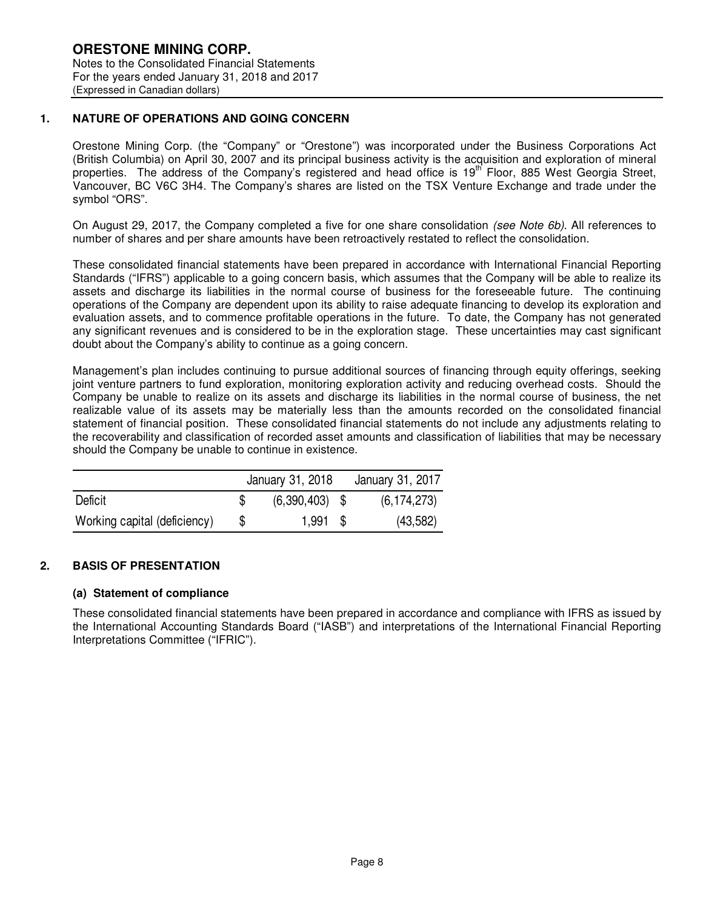## 1. NATURE OF OPERATIONS AND GOING CONCERN

Orestone Mining Corp. (the "Company" or "Orestone") was incorporated under the Business Corporations Act (British Columbia) on April 30, 2007 and its principal business activity is the acquisition and exploration of mineral properties. The address of the Company's registered and head office is 19th Floor, 885 West Georgia Street, Vancouver, BC V6C 3H4. The Company's shares are listed on the TSX Venture Exchange and trade under the symbol "ORS".

On August 29, 2017, the Company completed a five for one share consolidation *(see Note 6b)*. All references to number of shares and per share amounts have been retroactively restated to reflect the consolidation.

These consolidated financial statements have been prepared in accordance with International Financial Reporting Standards ("IFRS") applicable to a going concern basis, which assumes that the Company will be able to realize its assets and discharge its liabilities in the normal course of business for the foreseeable future. The continuing operations of the Company are dependent upon its ability to raise adequate financing to develop its exploration and evaluation assets, and to commence profitable operations in the future. To date, the Company has not generated any significant revenues and is considered to be in the exploration stage. These uncertainties may cast significant doubt about the Company's ability to continue as a going concern.

Management's plan includes continuing to pursue additional sources of financing through equity offerings, seeking joint venture partners to fund exploration, monitoring exploration activity and reducing overhead costs. Should the Company be unable to realize on its assets and discharge its liabilities in the normal course of business, the net realizable value of its assets may be materially less than the amounts recorded on the consolidated financial statement of financial position. These consolidated financial statements do not include any adjustments relating to the recoverability and classification of recorded asset amounts and classification of liabilities that may be necessary should the Company be unable to continue in existence.

| | January 31, 2018 | January 31, 2017 |
|---|---|---|
| Deficit | $ (6,390,403) | $ (6,174,273) |
| Working capital (deficiency) | $ 1,991 | $ (43,582) |

## 2. BASIS OF PRESENTATION

### (a) Statement of compliance

These consolidated financial statements have been prepared in accordance and compliance with IFRS as issued by the International Accounting Standards Board ("IASB") and interpretations of the International Financial Reporting Interpretations Committee ("IFRIC").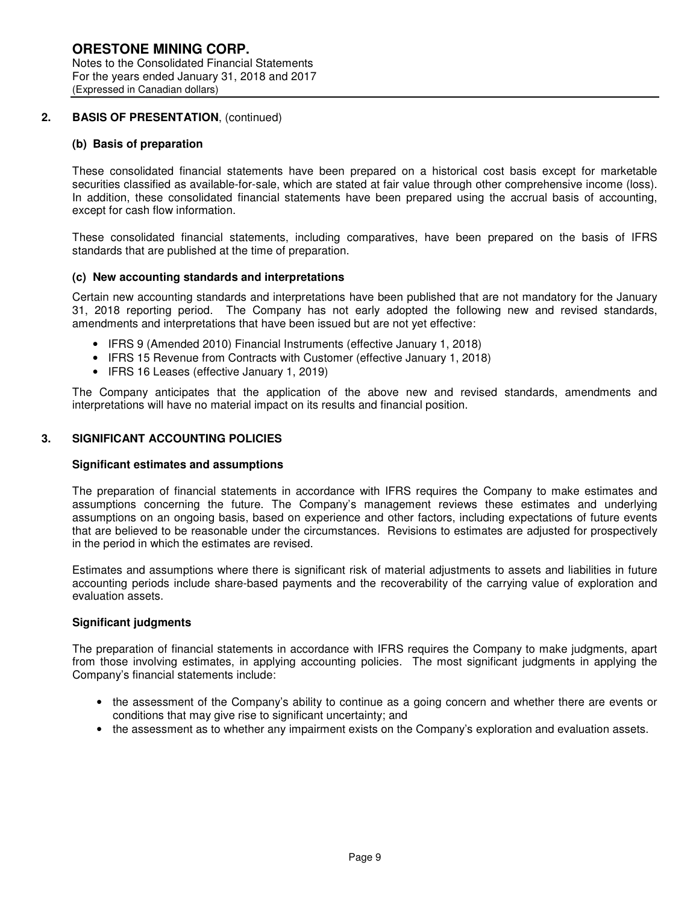## 2. BASIS OF PRESENTATION, (continued)

### (b) Basis of preparation

These consolidated financial statements have been prepared on a historical cost basis except for marketable securities classified as available-for-sale, which are stated at fair value through other comprehensive income (loss). In addition, these consolidated financial statements have been prepared using the accrual basis of accounting, except for cash flow information.

These consolidated financial statements, including comparatives, have been prepared on the basis of IFRS standards that are published at the time of preparation.

### (c) New accounting standards and interpretations

Certain new accounting standards and interpretations have been published that are not mandatory for the January 31, 2018 reporting period. The Company has not early adopted the following new and revised standards, amendments and interpretations that have been issued but are not yet effective:

- IFRS 9 (Amended 2010) Financial Instruments (effective January 1, 2018)
- IFRS 15 Revenue from Contracts with Customer (effective January 1, 2018)
- IFRS 16 Leases (effective January 1, 2019)

The Company anticipates that the application of the above new and revised standards, amendments and interpretations will have no material impact on its results and financial position.

## 3. SIGNIFICANT ACCOUNTING POLICIES

### Significant estimates and assumptions

The preparation of financial statements in accordance with IFRS requires the Company to make estimates and assumptions concerning the future. The Company's management reviews these estimates and underlying assumptions on an ongoing basis, based on experience and other factors, including expectations of future events that are believed to be reasonable under the circumstances. Revisions to estimates are adjusted for prospectively in the period in which the estimates are revised.

Estimates and assumptions where there is significant risk of material adjustments to assets and liabilities in future accounting periods include share-based payments and the recoverability of the carrying value of exploration and evaluation assets.

### Significant judgments

The preparation of financial statements in accordance with IFRS requires the Company to make judgments, apart from those involving estimates, in applying accounting policies. The most significant judgments in applying the Company's financial statements include:

- the assessment of the Company's ability to continue as a going concern and whether there are events or conditions that may give rise to significant uncertainty; and
- the assessment as to whether any impairment exists on the Company's exploration and evaluation assets.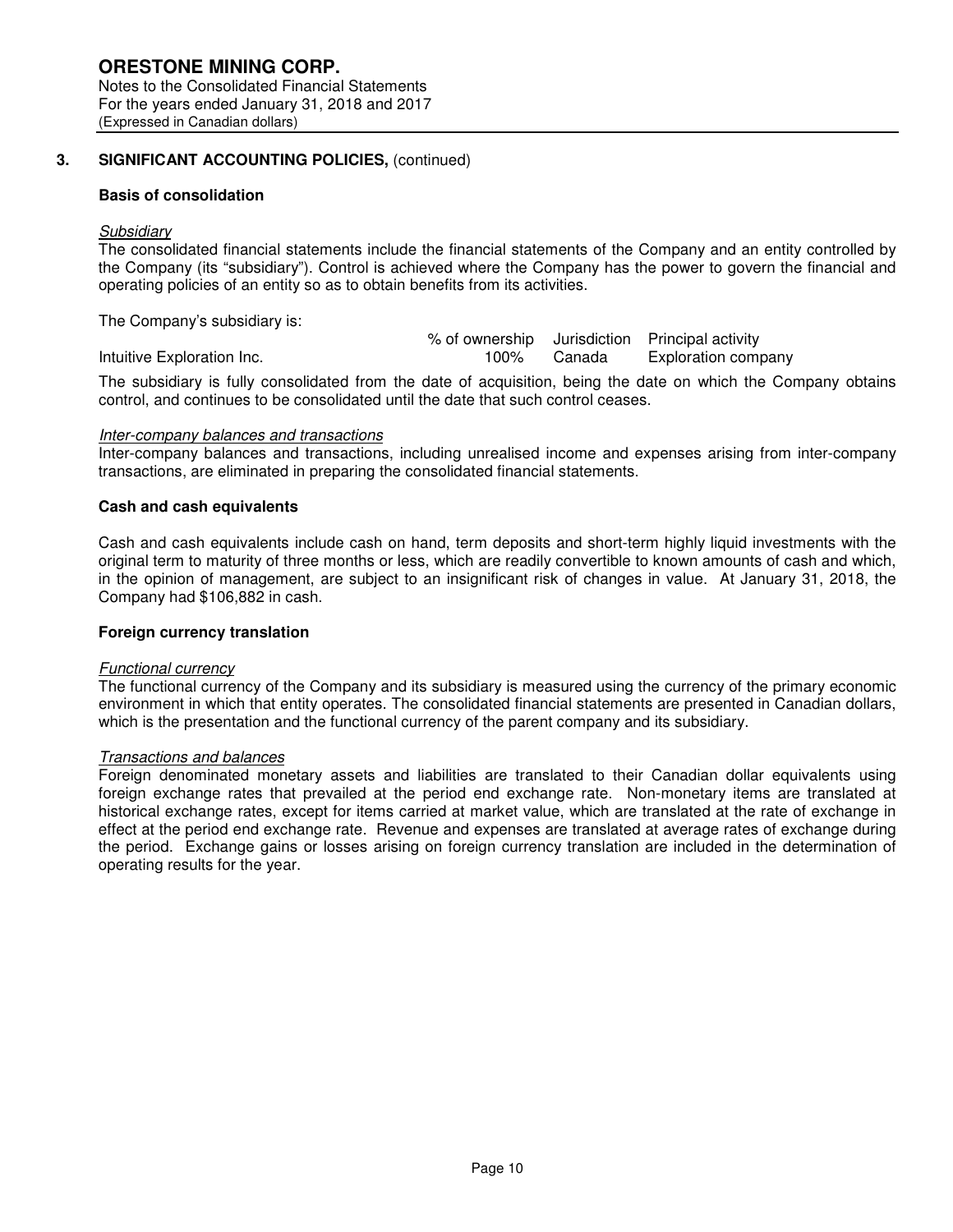# ORESTONE MINING CORP.

Notes to the Consolidated Financial Statements
For the years ended January 31, 2018 and 2017
(Expressed in Canadian dollars)

## 3. SIGNIFICANT ACCOUNTING POLICIES, (continued)

### Basis of consolidation

*Subsidiary*

The consolidated financial statements include the financial statements of the Company and an entity controlled by the Company (its "subsidiary"). Control is achieved where the Company has the power to govern the financial and operating policies of an entity so as to obtain benefits from its activities.

The Company's subsidiary is:

| | % of ownership | Jurisdiction | Principal activity |
|---|---|---|---|
| Intuitive Exploration Inc. | 100% | Canada | Exploration company |

The subsidiary is fully consolidated from the date of acquisition, being the date on which the Company obtains control, and continues to be consolidated until the date that such control ceases.

*Inter-company balances and transactions*

Inter-company balances and transactions, including unrealised income and expenses arising from inter-company transactions, are eliminated in preparing the consolidated financial statements.

### Cash and cash equivalents

Cash and cash equivalents include cash on hand, term deposits and short-term highly liquid investments with the original term to maturity of three months or less, which are readily convertible to known amounts of cash and which, in the opinion of management, are subject to an insignificant risk of changes in value. At January 31, 2018, the Company had $106,882 in cash.

### Foreign currency translation

*Functional currency*

The functional currency of the Company and its subsidiary is measured using the currency of the primary economic environment in which that entity operates. The consolidated financial statements are presented in Canadian dollars, which is the presentation and the functional currency of the parent company and its subsidiary.

*Transactions and balances*

Foreign denominated monetary assets and liabilities are translated to their Canadian dollar equivalents using foreign exchange rates that prevailed at the period end exchange rate. Non-monetary items are translated at historical exchange rates, except for items carried at market value, which are translated at the rate of exchange in effect at the period end exchange rate. Revenue and expenses are translated at average rates of exchange during the period. Exchange gains or losses arising on foreign currency translation are included in the determination of operating results for the year.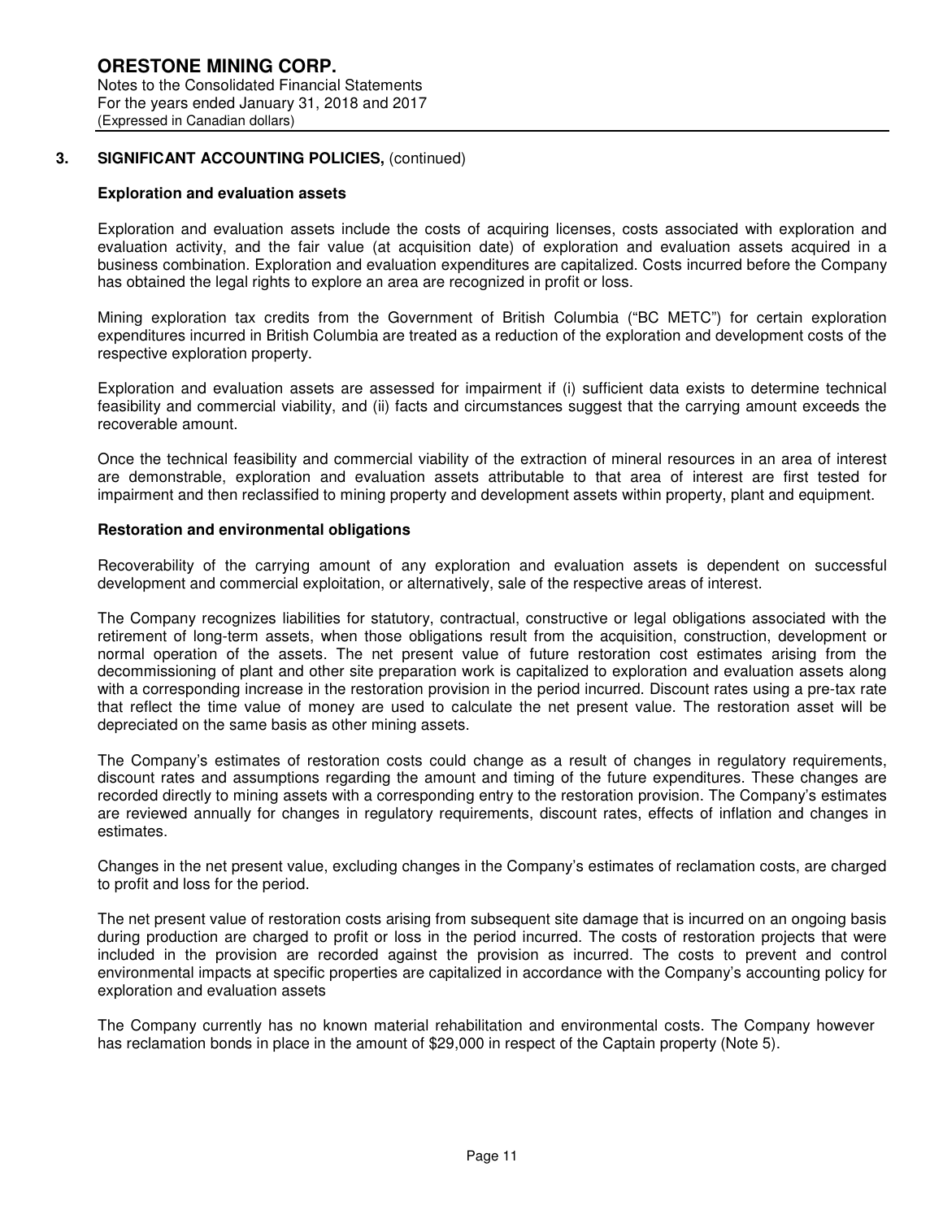## 3. SIGNIFICANT ACCOUNTING POLICIES, (continued)

### Exploration and evaluation assets

Exploration and evaluation assets include the costs of acquiring licenses, costs associated with exploration and evaluation activity, and the fair value (at acquisition date) of exploration and evaluation assets acquired in a business combination. Exploration and evaluation expenditures are capitalized. Costs incurred before the Company has obtained the legal rights to explore an area are recognized in profit or loss.

Mining exploration tax credits from the Government of British Columbia ("BC METC") for certain exploration expenditures incurred in British Columbia are treated as a reduction of the exploration and development costs of the respective exploration property.

Exploration and evaluation assets are assessed for impairment if (i) sufficient data exists to determine technical feasibility and commercial viability, and (ii) facts and circumstances suggest that the carrying amount exceeds the recoverable amount.

Once the technical feasibility and commercial viability of the extraction of mineral resources in an area of interest are demonstrable, exploration and evaluation assets attributable to that area of interest are first tested for impairment and then reclassified to mining property and development assets within property, plant and equipment.

### Restoration and environmental obligations

Recoverability of the carrying amount of any exploration and evaluation assets is dependent on successful development and commercial exploitation, or alternatively, sale of the respective areas of interest.

The Company recognizes liabilities for statutory, contractual, constructive or legal obligations associated with the retirement of long-term assets, when those obligations result from the acquisition, construction, development or normal operation of the assets. The net present value of future restoration cost estimates arising from the decommissioning of plant and other site preparation work is capitalized to exploration and evaluation assets along with a corresponding increase in the restoration provision in the period incurred. Discount rates using a pre-tax rate that reflect the time value of money are used to calculate the net present value. The restoration asset will be depreciated on the same basis as other mining assets.

The Company's estimates of restoration costs could change as a result of changes in regulatory requirements, discount rates and assumptions regarding the amount and timing of the future expenditures. These changes are recorded directly to mining assets with a corresponding entry to the restoration provision. The Company's estimates are reviewed annually for changes in regulatory requirements, discount rates, effects of inflation and changes in estimates.

Changes in the net present value, excluding changes in the Company's estimates of reclamation costs, are charged to profit and loss for the period.

The net present value of restoration costs arising from subsequent site damage that is incurred on an ongoing basis during production are charged to profit or loss in the period incurred. The costs of restoration projects that were included in the provision are recorded against the provision as incurred. The costs to prevent and control environmental impacts at specific properties are capitalized in accordance with the Company's accounting policy for exploration and evaluation assets

The Company currently has no known material rehabilitation and environmental costs. The Company however has reclamation bonds in place in the amount of $29,000 in respect of the Captain property (Note 5).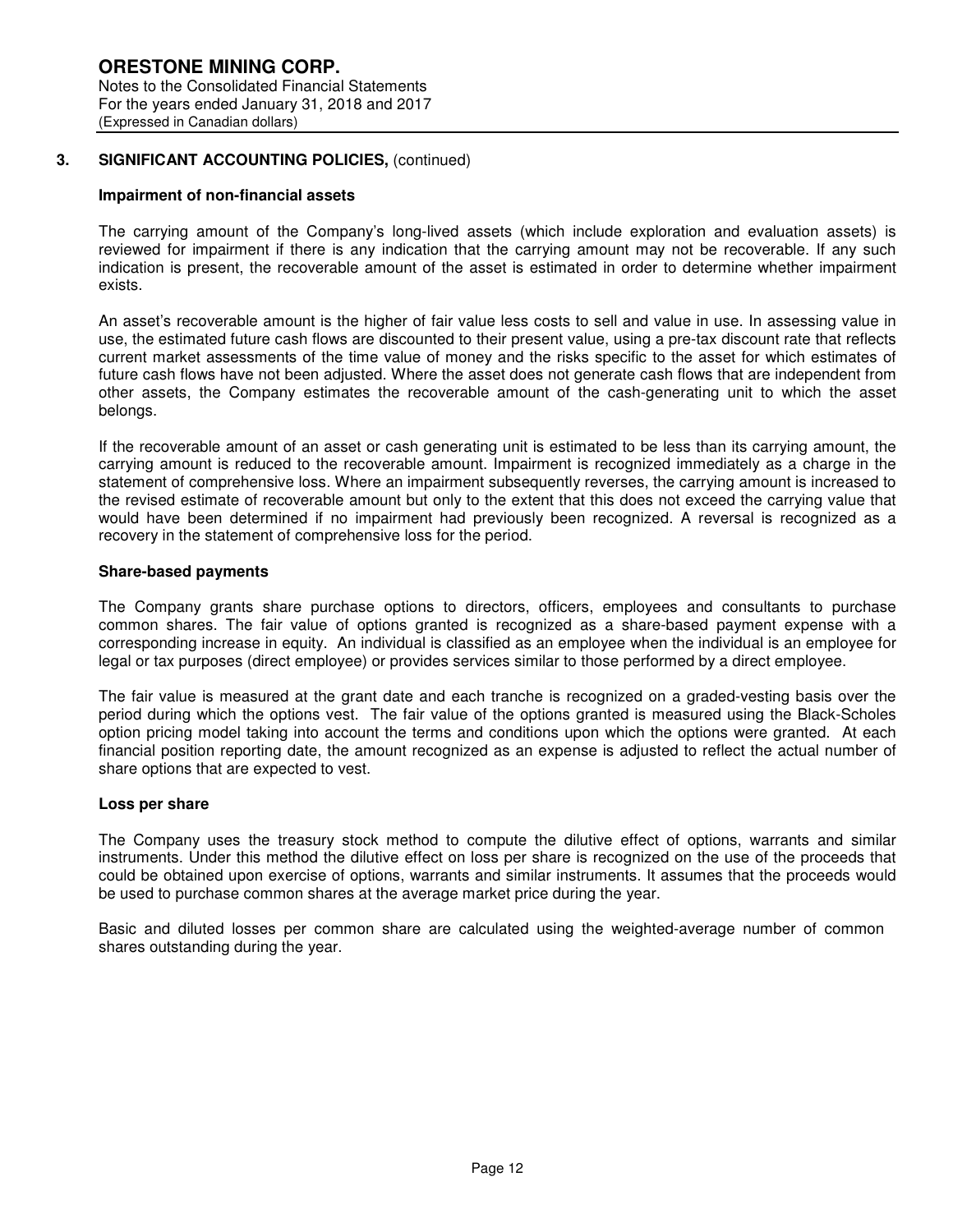## 3. SIGNIFICANT ACCOUNTING POLICIES, (continued)

### Impairment of non-financial assets

The carrying amount of the Company's long-lived assets (which include exploration and evaluation assets) is reviewed for impairment if there is any indication that the carrying amount may not be recoverable. If any such indication is present, the recoverable amount of the asset is estimated in order to determine whether impairment exists.

An asset's recoverable amount is the higher of fair value less costs to sell and value in use. In assessing value in use, the estimated future cash flows are discounted to their present value, using a pre-tax discount rate that reflects current market assessments of the time value of money and the risks specific to the asset for which estimates of future cash flows have not been adjusted. Where the asset does not generate cash flows that are independent from other assets, the Company estimates the recoverable amount of the cash-generating unit to which the asset belongs.

If the recoverable amount of an asset or cash generating unit is estimated to be less than its carrying amount, the carrying amount is reduced to the recoverable amount. Impairment is recognized immediately as a charge in the statement of comprehensive loss. Where an impairment subsequently reverses, the carrying amount is increased to the revised estimate of recoverable amount but only to the extent that this does not exceed the carrying value that would have been determined if no impairment had previously been recognized. A reversal is recognized as a recovery in the statement of comprehensive loss for the period.

### Share-based payments

The Company grants share purchase options to directors, officers, employees and consultants to purchase common shares. The fair value of options granted is recognized as a share-based payment expense with a corresponding increase in equity. An individual is classified as an employee when the individual is an employee for legal or tax purposes (direct employee) or provides services similar to those performed by a direct employee.

The fair value is measured at the grant date and each tranche is recognized on a graded-vesting basis over the period during which the options vest. The fair value of the options granted is measured using the Black-Scholes option pricing model taking into account the terms and conditions upon which the options were granted. At each financial position reporting date, the amount recognized as an expense is adjusted to reflect the actual number of share options that are expected to vest.

### Loss per share

The Company uses the treasury stock method to compute the dilutive effect of options, warrants and similar instruments. Under this method the dilutive effect on loss per share is recognized on the use of the proceeds that could be obtained upon exercise of options, warrants and similar instruments. It assumes that the proceeds would be used to purchase common shares at the average market price during the year.

Basic and diluted losses per common share are calculated using the weighted-average number of common shares outstanding during the year.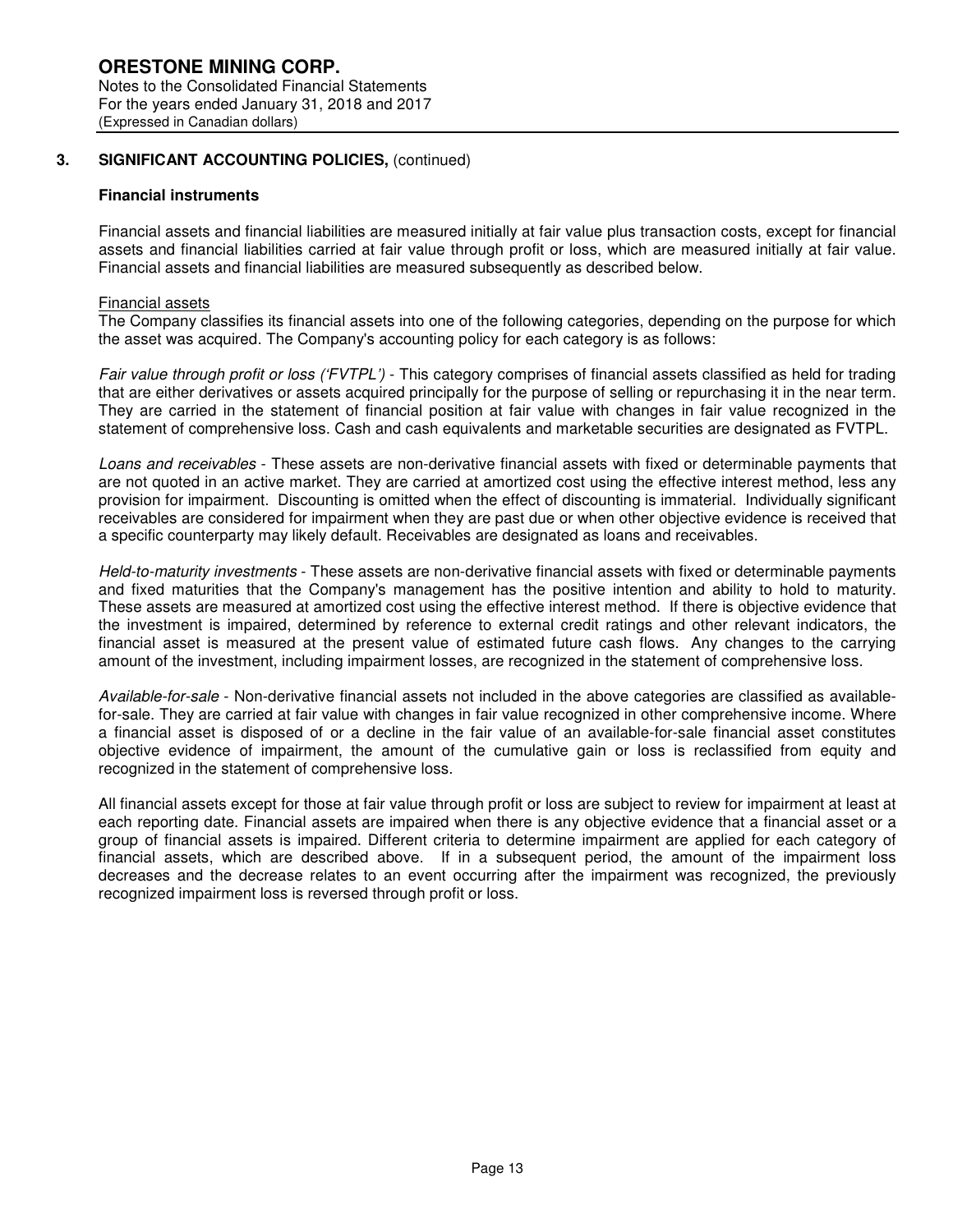## 3. SIGNIFICANT ACCOUNTING POLICIES, (continued)

### Financial instruments

Financial assets and financial liabilities are measured initially at fair value plus transaction costs, except for financial assets and financial liabilities carried at fair value through profit or loss, which are measured initially at fair value. Financial assets and financial liabilities are measured subsequently as described below.

Financial assets

The Company classifies its financial assets into one of the following categories, depending on the purpose for which the asset was acquired. The Company's accounting policy for each category is as follows:

*Fair value through profit or loss ('FVTPL')* - This category comprises of financial assets classified as held for trading that are either derivatives or assets acquired principally for the purpose of selling or repurchasing it in the near term. They are carried in the statement of financial position at fair value with changes in fair value recognized in the statement of comprehensive loss. Cash and cash equivalents and marketable securities are designated as FVTPL.

*Loans and receivables* - These assets are non-derivative financial assets with fixed or determinable payments that are not quoted in an active market. They are carried at amortized cost using the effective interest method, less any provision for impairment. Discounting is omitted when the effect of discounting is immaterial. Individually significant receivables are considered for impairment when they are past due or when other objective evidence is received that a specific counterparty may likely default. Receivables are designated as loans and receivables.

*Held-to-maturity investments* - These assets are non-derivative financial assets with fixed or determinable payments and fixed maturities that the Company's management has the positive intention and ability to hold to maturity. These assets are measured at amortized cost using the effective interest method. If there is objective evidence that the investment is impaired, determined by reference to external credit ratings and other relevant indicators, the financial asset is measured at the present value of estimated future cash flows. Any changes to the carrying amount of the investment, including impairment losses, are recognized in the statement of comprehensive loss.

*Available-for-sale* - Non-derivative financial assets not included in the above categories are classified as available-for-sale. They are carried at fair value with changes in fair value recognized in other comprehensive income. Where a financial asset is disposed of or a decline in the fair value of an available-for-sale financial asset constitutes objective evidence of impairment, the amount of the cumulative gain or loss is reclassified from equity and recognized in the statement of comprehensive loss.

All financial assets except for those at fair value through profit or loss are subject to review for impairment at least at each reporting date. Financial assets are impaired when there is any objective evidence that a financial asset or a group of financial assets is impaired. Different criteria to determine impairment are applied for each category of financial assets, which are described above. If in a subsequent period, the amount of the impairment loss decreases and the decrease relates to an event occurring after the impairment was recognized, the previously recognized impairment loss is reversed through profit or loss.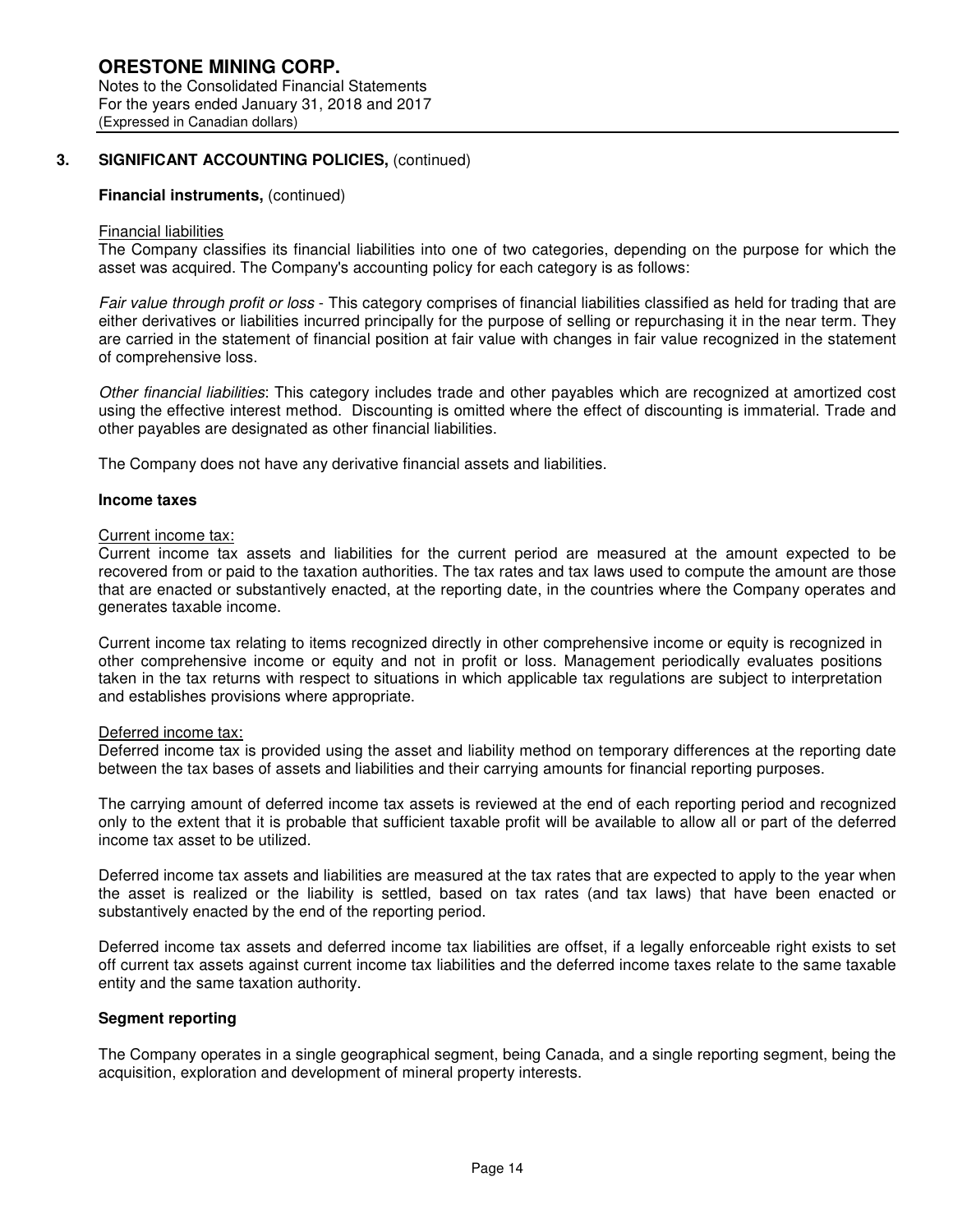## 3. SIGNIFICANT ACCOUNTING POLICIES, (continued)

### Financial instruments, (continued)

Financial liabilities

The Company classifies its financial liabilities into one of two categories, depending on the purpose for which the asset was acquired. The Company's accounting policy for each category is as follows:

*Fair value through profit or loss* - This category comprises of financial liabilities classified as held for trading that are either derivatives or liabilities incurred principally for the purpose of selling or repurchasing it in the near term. They are carried in the statement of financial position at fair value with changes in fair value recognized in the statement of comprehensive loss.

*Other financial liabilities*: This category includes trade and other payables which are recognized at amortized cost using the effective interest method. Discounting is omitted where the effect of discounting is immaterial. Trade and other payables are designated as other financial liabilities.

The Company does not have any derivative financial assets and liabilities.

### Income taxes

Current income tax:

Current income tax assets and liabilities for the current period are measured at the amount expected to be recovered from or paid to the taxation authorities. The tax rates and tax laws used to compute the amount are those that are enacted or substantively enacted, at the reporting date, in the countries where the Company operates and generates taxable income.

Current income tax relating to items recognized directly in other comprehensive income or equity is recognized in other comprehensive income or equity and not in profit or loss. Management periodically evaluates positions taken in the tax returns with respect to situations in which applicable tax regulations are subject to interpretation and establishes provisions where appropriate.

Deferred income tax:

Deferred income tax is provided using the asset and liability method on temporary differences at the reporting date between the tax bases of assets and liabilities and their carrying amounts for financial reporting purposes.

The carrying amount of deferred income tax assets is reviewed at the end of each reporting period and recognized only to the extent that it is probable that sufficient taxable profit will be available to allow all or part of the deferred income tax asset to be utilized.

Deferred income tax assets and liabilities are measured at the tax rates that are expected to apply to the year when the asset is realized or the liability is settled, based on tax rates (and tax laws) that have been enacted or substantively enacted by the end of the reporting period.

Deferred income tax assets and deferred income tax liabilities are offset, if a legally enforceable right exists to set off current tax assets against current income tax liabilities and the deferred income taxes relate to the same taxable entity and the same taxation authority.

### Segment reporting

The Company operates in a single geographical segment, being Canada, and a single reporting segment, being the acquisition, exploration and development of mineral property interests.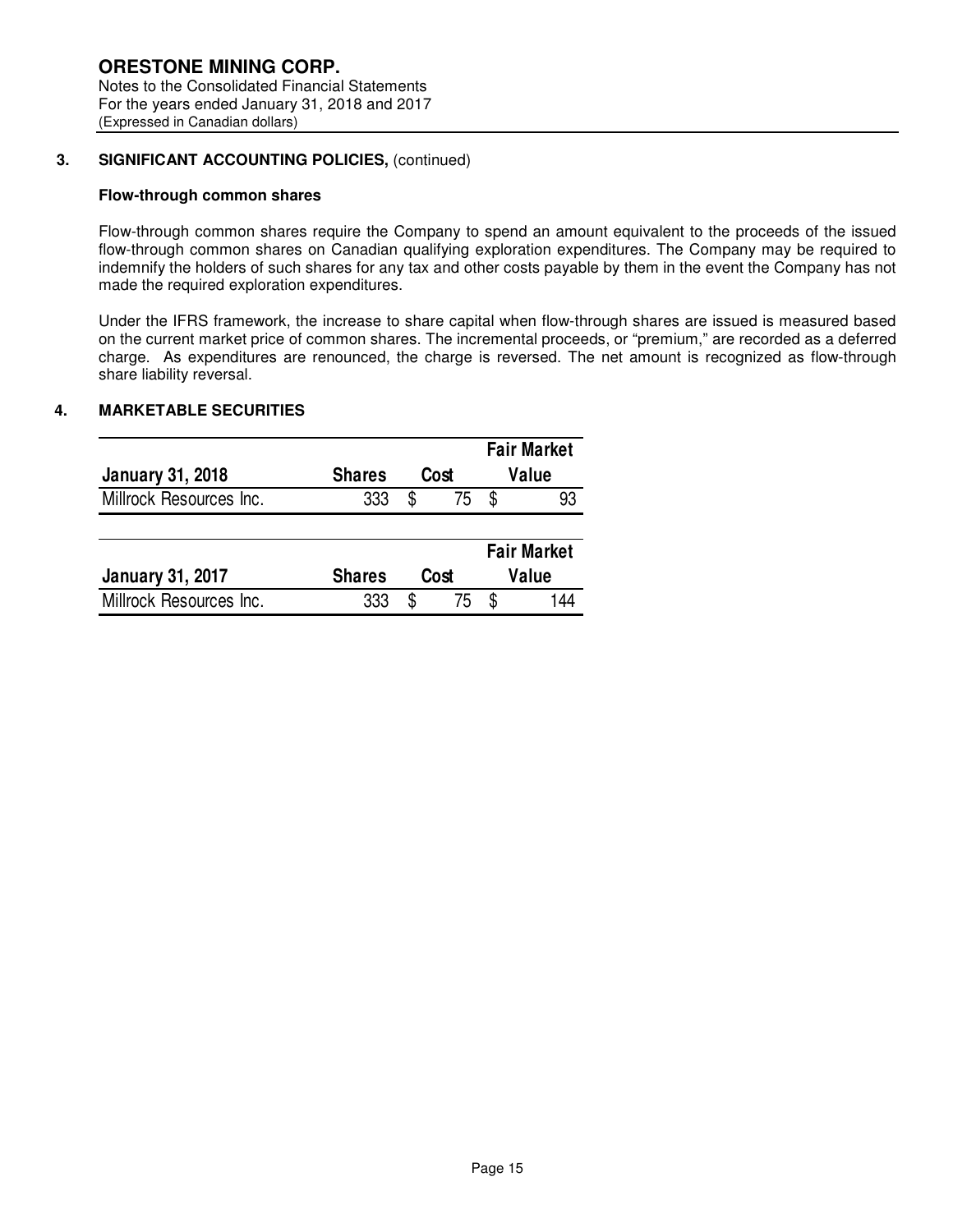### 3. SIGNIFICANT ACCOUNTING POLICIES, (continued)

**Flow-through common shares**

Flow-through common shares require the Company to spend an amount equivalent to the proceeds of the issued flow-through common shares on Canadian qualifying exploration expenditures. The Company may be required to indemnify the holders of such shares for any tax and other costs payable by them in the event the Company has not made the required exploration expenditures.

Under the IFRS framework, the increase to share capital when flow-through shares are issued is measured based on the current market price of common shares. The incremental proceeds, or "premium," are recorded as a deferred charge. As expenditures are renounced, the charge is reversed. The net amount is recognized as flow-through share liability reversal.

### 4. MARKETABLE SECURITIES

| January 31, 2018 | Shares | Cost | Fair Market Value |
|---|---|---|---|
| Millrock Resources Inc. | 333 | $ 75 | $ 93 |

| January 31, 2017 | Shares | Cost | Fair Market Value |
|---|---|---|---|
| Millrock Resources Inc. | 333 | $ 75 | $ 144 |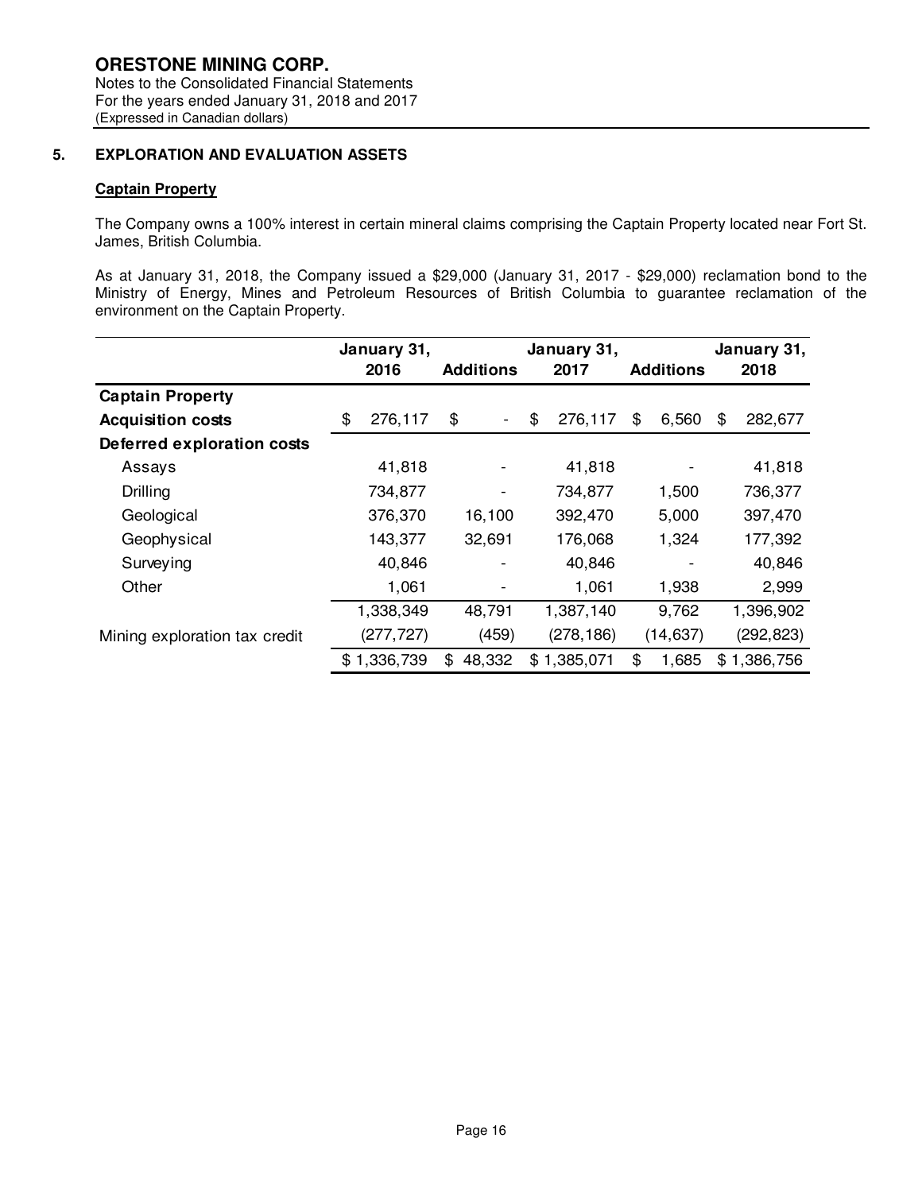# ORESTONE MINING CORP.

Notes to the Consolidated Financial Statements
For the years ended January 31, 2018 and 2017
(Expressed in Canadian dollars)

## 5. EXPLORATION AND EVALUATION ASSETS

### Captain Property

The Company owns a 100% interest in certain mineral claims comprising the Captain Property located near Fort St. James, British Columbia.

As at January 31, 2018, the Company issued a $29,000 (January 31, 2017 - $29,000) reclamation bond to the Ministry of Energy, Mines and Petroleum Resources of British Columbia to guarantee reclamation of the environment on the Captain Property.

| | January 31, 2016 | Additions | January 31, 2017 | Additions | January 31, 2018 |
|---|---|---|---|---|---|
| **Captain Property** | | | | | |
| **Acquisition costs** | $ 276,117 | $ - | $ 276,117 | $ 6,560 | $ 282,677 |
| **Deferred exploration costs** | | | | | |
| Assays | 41,818 | - | 41,818 | - | 41,818 |
| Drilling | 734,877 | - | 734,877 | 1,500 | 736,377 |
| Geological | 376,370 | 16,100 | 392,470 | 5,000 | 397,470 |
| Geophysical | 143,377 | 32,691 | 176,068 | 1,324 | 177,392 |
| Surveying | 40,846 | - | 40,846 | - | 40,846 |
| Other | 1,061 | - | 1,061 | 1,938 | 2,999 |
| | 1,338,349 | 48,791 | 1,387,140 | 9,762 | 1,396,902 |
| Mining exploration tax credit | (277,727) | (459) | (278,186) | (14,637) | (292,823) |
| | $ 1,336,739 | $ 48,332 | $ 1,385,071 | $ 1,685 | $ 1,386,756 |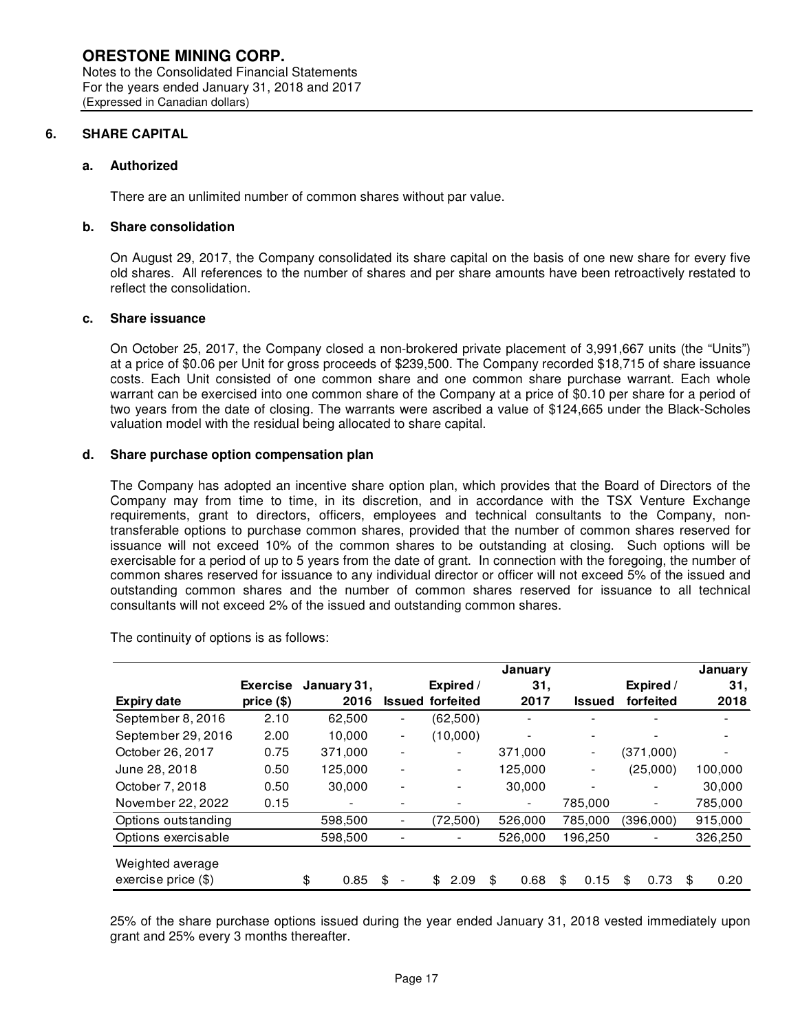**ORESTONE MINING CORP.**
Notes to the Consolidated Financial Statements
For the years ended January 31, 2018 and 2017
(Expressed in Canadian dollars)

## 6. SHARE CAPITAL

### a. Authorized

There are an unlimited number of common shares without par value.

### b. Share consolidation

On August 29, 2017, the Company consolidated its share capital on the basis of one new share for every five old shares. All references to the number of shares and per share amounts have been retroactively restated to reflect the consolidation.

### c. Share issuance

On October 25, 2017, the Company closed a non-brokered private placement of 3,991,667 units (the "Units") at a price of $0.06 per Unit for gross proceeds of $239,500. The Company recorded $18,715 of share issuance costs. Each Unit consisted of one common share and one common share purchase warrant. Each whole warrant can be exercised into one common share of the Company at a price of $0.10 per share for a period of two years from the date of closing. The warrants were ascribed a value of $124,665 under the Black-Scholes valuation model with the residual being allocated to share capital.

### d. Share purchase option compensation plan

The Company has adopted an incentive share option plan, which provides that the Board of Directors of the Company may from time to time, in its discretion, and in accordance with the TSX Venture Exchange requirements, grant to directors, officers, employees and technical consultants to the Company, non-transferable options to purchase common shares, provided that the number of common shares reserved for issuance will not exceed 10% of the common shares to be outstanding at closing. Such options will be exercisable for a period of up to 5 years from the date of grant. In connection with the foregoing, the number of common shares reserved for issuance to any individual director or officer will not exceed 5% of the issued and outstanding common shares and the number of common shares reserved for issuance to all technical consultants will not exceed 2% of the issued and outstanding common shares.

The continuity of options is as follows:

| Expiry date | Exercise price ($) | January 31, 2016 | Issued | Expired / forfeited | January 31, 2017 | Issued | Expired / forfeited | January 31, 2018 |
|---|---|---|---|---|---|---|---|---|
| September 8, 2016 | 2.10 | 62,500 | - | (62,500) | - | - | - | - |
| September 29, 2016 | 2.00 | 10,000 | - | (10,000) | - | - | - | - |
| October 26, 2017 | 0.75 | 371,000 | - | - | 371,000 | - | (371,000) | - |
| June 28, 2018 | 0.50 | 125,000 | - | - | 125,000 | - | (25,000) | 100,000 |
| October 7, 2018 | 0.50 | 30,000 | - | - | 30,000 | - | - | 30,000 |
| November 22, 2022 | 0.15 | - | - | - | - | 785,000 | - | 785,000 |
| Options outstanding | | 598,500 | - | (72,500) | 526,000 | 785,000 | (396,000) | 915,000 |
| Options exercisable | | 598,500 | - | - | 526,000 | 196,250 | - | 326,250 |
| Weighted average exercise price ($) | | $ 0.85 | $ - | $ 2.09 | $ 0.68 | $ 0.15 | $ 0.73 | $ 0.20 |

25% of the share purchase options issued during the year ended January 31, 2018 vested immediately upon grant and 25% every 3 months thereafter.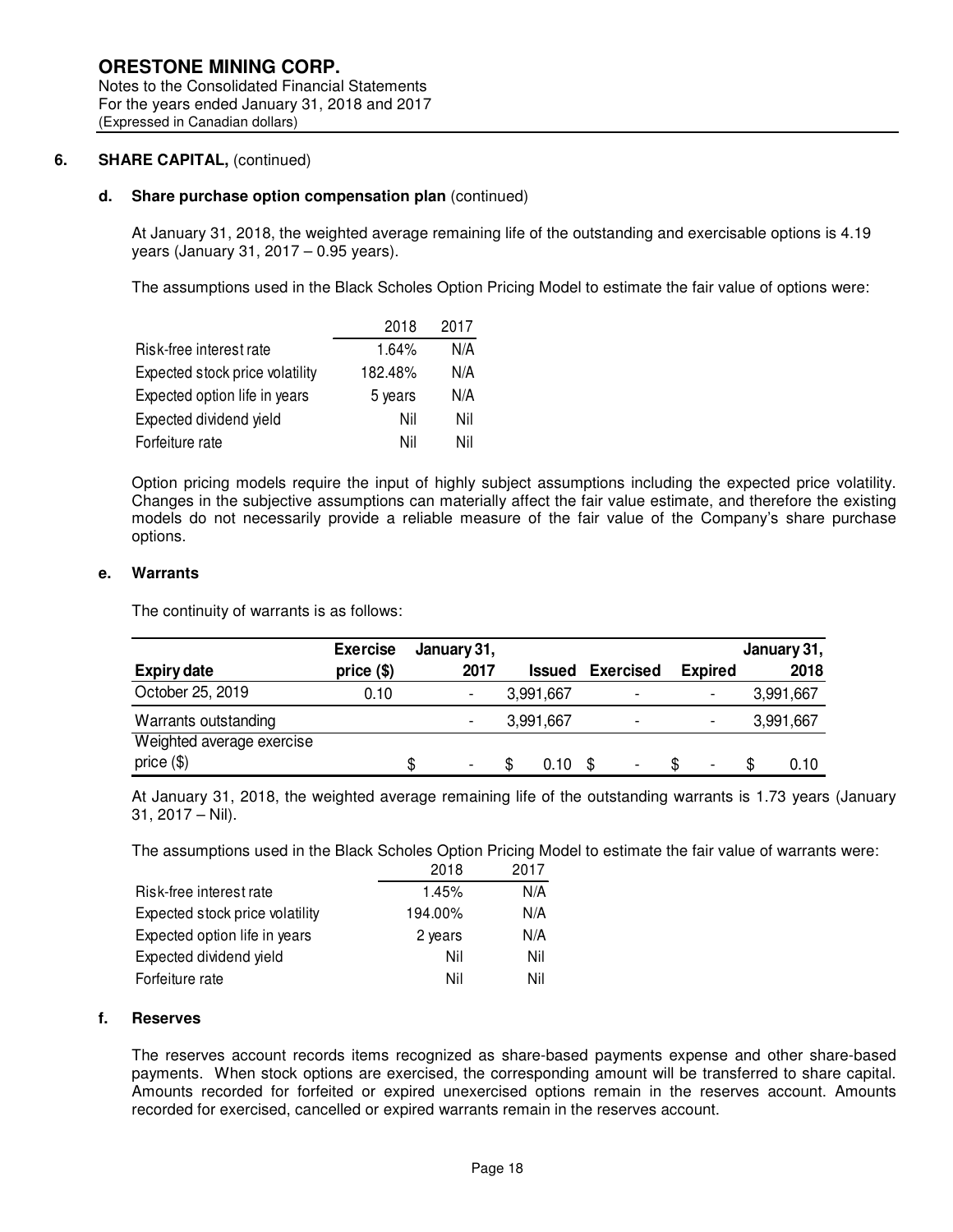## ORESTONE MINING CORP.

Notes to the Consolidated Financial Statements
For the years ended January 31, 2018 and 2017
(Expressed in Canadian dollars)

### 6. SHARE CAPITAL, (continued)

#### d. Share purchase option compensation plan (continued)

At January 31, 2018, the weighted average remaining life of the outstanding and exercisable options is 4.19 years (January 31, 2017 – 0.95 years).

The assumptions used in the Black Scholes Option Pricing Model to estimate the fair value of options were:

| | 2018 | 2017 |
|---|---|---|
| Risk-free interest rate | 1.64% | N/A |
| Expected stock price volatility | 182.48% | N/A |
| Expected option life in years | 5 years | N/A |
| Expected dividend yield | Nil | Nil |
| Forfeiture rate | Nil | Nil |

Option pricing models require the input of highly subject assumptions including the expected price volatility. Changes in the subjective assumptions can materially affect the fair value estimate, and therefore the existing models do not necessarily provide a reliable measure of the fair value of the Company's share purchase options.

#### e. Warrants

The continuity of warrants is as follows:

| Expiry date | Exercise price ($) | January 31, 2017 | Issued | Exercised | Expired | January 31, 2018 |
|---|---|---|---|---|---|---|
| October 25, 2019 | 0.10 | - | 3,991,667 | - | - | 3,991,667 |
| Warrants outstanding | | - | 3,991,667 | - | - | 3,991,667 |
| Weighted average exercise price ($) | | $ - | $ 0.10 | $ - | $ - | $ 0.10 |

At January 31, 2018, the weighted average remaining life of the outstanding warrants is 1.73 years (January 31, 2017 – Nil).

The assumptions used in the Black Scholes Option Pricing Model to estimate the fair value of warrants were:

| | 2018 | 2017 |
|---|---|---|
| Risk-free interest rate | 1.45% | N/A |
| Expected stock price volatility | 194.00% | N/A |
| Expected option life in years | 2 years | N/A |
| Expected dividend yield | Nil | Nil |
| Forfeiture rate | Nil | Nil |

#### f. Reserves

The reserves account records items recognized as share-based payments expense and other share-based payments. When stock options are exercised, the corresponding amount will be transferred to share capital. Amounts recorded for forfeited or expired unexercised options remain in the reserves account. Amounts recorded for exercised, cancelled or expired warrants remain in the reserves account.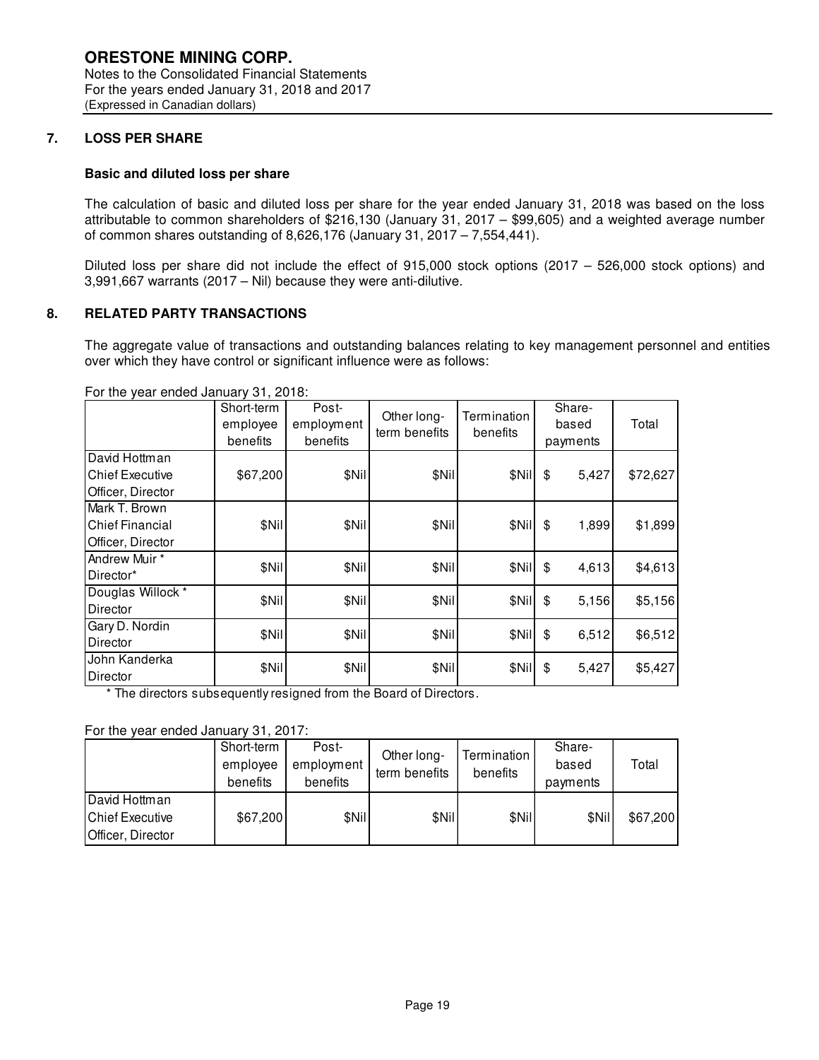**ORESTONE MINING CORP.**
Notes to the Consolidated Financial Statements
For the years ended January 31, 2018 and 2017
(Expressed in Canadian dollars)

## 7. LOSS PER SHARE

### Basic and diluted loss per share

The calculation of basic and diluted loss per share for the year ended January 31, 2018 was based on the loss attributable to common shareholders of $216,130 (January 31, 2017 – $99,605) and a weighted average number of common shares outstanding of 8,626,176 (January 31, 2017 – 7,554,441).

Diluted loss per share did not include the effect of 915,000 stock options (2017 – 526,000 stock options) and 3,991,667 warrants (2017 – Nil) because they were anti-dilutive.

## 8. RELATED PARTY TRANSACTIONS

The aggregate value of transactions and outstanding balances relating to key management personnel and entities over which they have control or significant influence were as follows:

For the year ended January 31, 2018:

| | Short-term employee benefits | Post-employment benefits | Other long-term benefits | Termination benefits | Share-based payments | Total |
|---|---|---|---|---|---|---|
| David Hottman Chief Executive Officer, Director | $67,200 | $Nil | $Nil | $Nil | $ 5,427 | $72,627 |
| Mark T. Brown Chief Financial Officer, Director | $Nil | $Nil | $Nil | $Nil | $ 1,899 | $1,899 |
| Andrew Muir * Director* | $Nil | $Nil | $Nil | $Nil | $ 4,613 | $4,613 |
| Douglas Willock * Director | $Nil | $Nil | $Nil | $Nil | $ 5,156 | $5,156 |
| Gary D. Nordin Director | $Nil | $Nil | $Nil | $Nil | $ 6,512 | $6,512 |
| John Kanderka Director | $Nil | $Nil | $Nil | $Nil | $ 5,427 | $5,427 |

\* The directors subsequently resigned from the Board of Directors.

For the year ended January 31, 2017:

| | Short-term employee benefits | Post-employment benefits | Other long-term benefits | Termination benefits | Share-based payments | Total |
|---|---|---|---|---|---|---|
| David Hottman Chief Executive Officer, Director | $67,200 | $Nil | $Nil | $Nil | $Nil | $67,200 |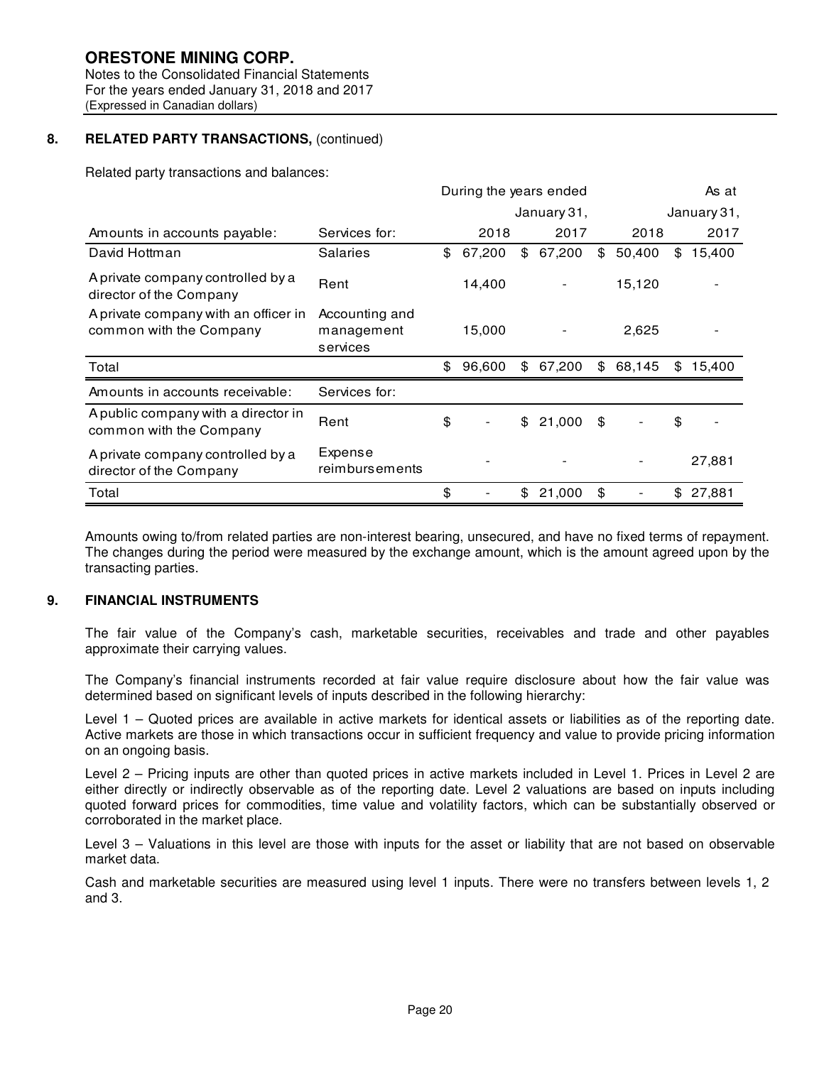**ORESTONE MINING CORP.**
Notes to the Consolidated Financial Statements
For the years ended January 31, 2018 and 2017
(Expressed in Canadian dollars)

## 8. RELATED PARTY TRANSACTIONS, (continued)

Related party transactions and balances:

| | | During the years ended | | As at | |
|---|---|---|---|---|---|
| | | January 31, | | January 31, | |
| Amounts in accounts payable: | Services for: | 2018 | 2017 | 2018 | 2017 |
| David Hottman | Salaries | $ 67,200 | $ 67,200 | $ 50,400 | $ 15,400 |
| A private company controlled by a director of the Company | Rent | 14,400 | - | 15,120 | - |
| A private company with an officer in common with the Company | Accounting and management services | 15,000 | - | 2,625 | - |
| Total | | $ 96,600 | $ 67,200 | $ 68,145 | $ 15,400 |
| Amounts in accounts receivable: | Services for: | | | | |
| A public company with a director in common with the Company | Rent | $ - | $ 21,000 | $ - | $ - |
| A private company controlled by a director of the Company | Expense reimbursements | - | - | - | 27,881 |
| Total | | $ - | $ 21,000 | $ - | $ 27,881 |

Amounts owing to/from related parties are non-interest bearing, unsecured, and have no fixed terms of repayment. The changes during the period were measured by the exchange amount, which is the amount agreed upon by the transacting parties.

## 9. FINANCIAL INSTRUMENTS

The fair value of the Company's cash, marketable securities, receivables and trade and other payables approximate their carrying values.

The Company's financial instruments recorded at fair value require disclosure about how the fair value was determined based on significant levels of inputs described in the following hierarchy:

Level 1 – Quoted prices are available in active markets for identical assets or liabilities as of the reporting date. Active markets are those in which transactions occur in sufficient frequency and value to provide pricing information on an ongoing basis.

Level 2 – Pricing inputs are other than quoted prices in active markets included in Level 1. Prices in Level 2 are either directly or indirectly observable as of the reporting date. Level 2 valuations are based on inputs including quoted forward prices for commodities, time value and volatility factors, which can be substantially observed or corroborated in the market place.

Level 3 – Valuations in this level are those with inputs for the asset or liability that are not based on observable market data.

Cash and marketable securities are measured using level 1 inputs. There were no transfers between levels 1, 2 and 3.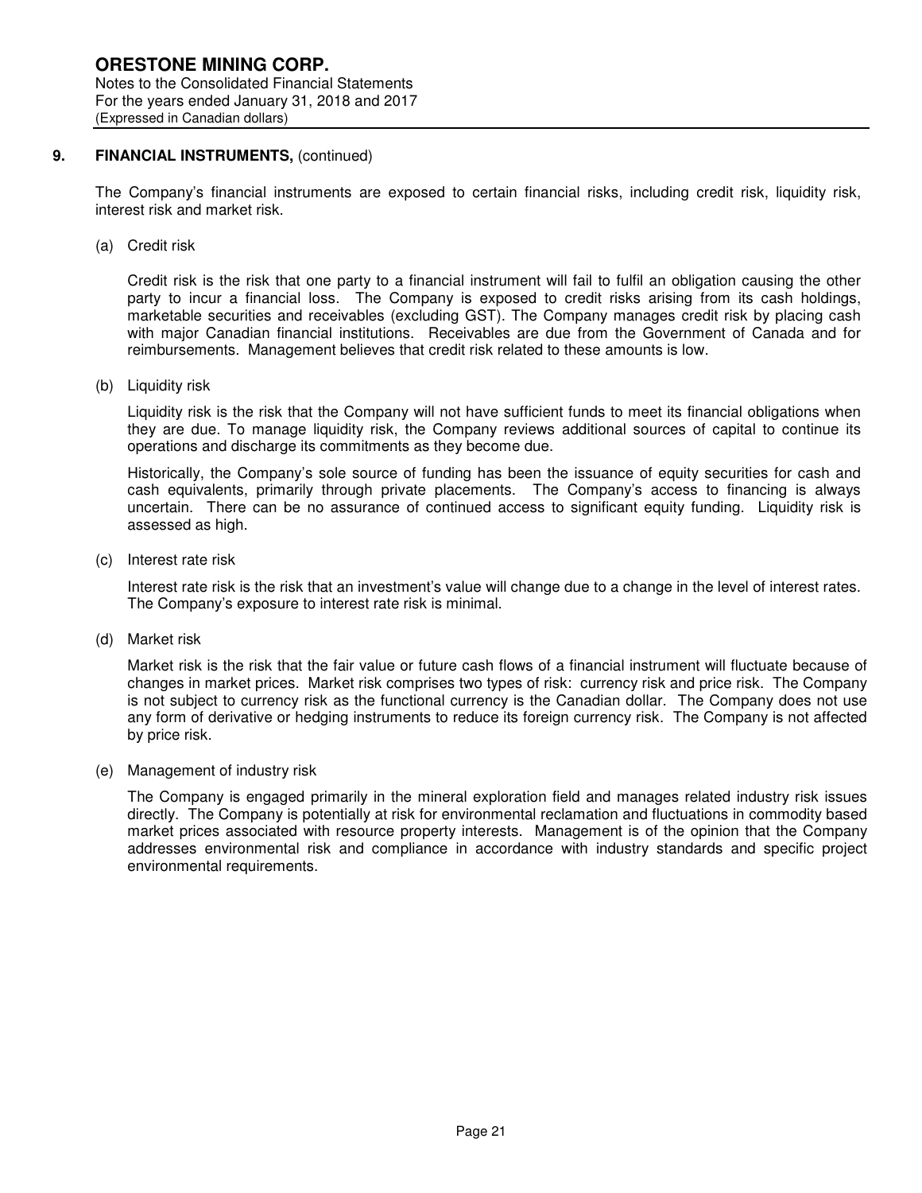## 9. FINANCIAL INSTRUMENTS, (continued)

The Company's financial instruments are exposed to certain financial risks, including credit risk, liquidity risk, interest risk and market risk.

(a) Credit risk

Credit risk is the risk that one party to a financial instrument will fail to fulfil an obligation causing the other party to incur a financial loss. The Company is exposed to credit risks arising from its cash holdings, marketable securities and receivables (excluding GST). The Company manages credit risk by placing cash with major Canadian financial institutions. Receivables are due from the Government of Canada and for reimbursements. Management believes that credit risk related to these amounts is low.

(b) Liquidity risk

Liquidity risk is the risk that the Company will not have sufficient funds to meet its financial obligations when they are due. To manage liquidity risk, the Company reviews additional sources of capital to continue its operations and discharge its commitments as they become due.

Historically, the Company's sole source of funding has been the issuance of equity securities for cash and cash equivalents, primarily through private placements. The Company's access to financing is always uncertain. There can be no assurance of continued access to significant equity funding. Liquidity risk is assessed as high.

(c) Interest rate risk

Interest rate risk is the risk that an investment's value will change due to a change in the level of interest rates. The Company's exposure to interest rate risk is minimal.

(d) Market risk

Market risk is the risk that the fair value or future cash flows of a financial instrument will fluctuate because of changes in market prices. Market risk comprises two types of risk: currency risk and price risk. The Company is not subject to currency risk as the functional currency is the Canadian dollar. The Company does not use any form of derivative or hedging instruments to reduce its foreign currency risk. The Company is not affected by price risk.

(e) Management of industry risk

The Company is engaged primarily in the mineral exploration field and manages related industry risk issues directly. The Company is potentially at risk for environmental reclamation and fluctuations in commodity based market prices associated with resource property interests. Management is of the opinion that the Company addresses environmental risk and compliance in accordance with industry standards and specific project environmental requirements.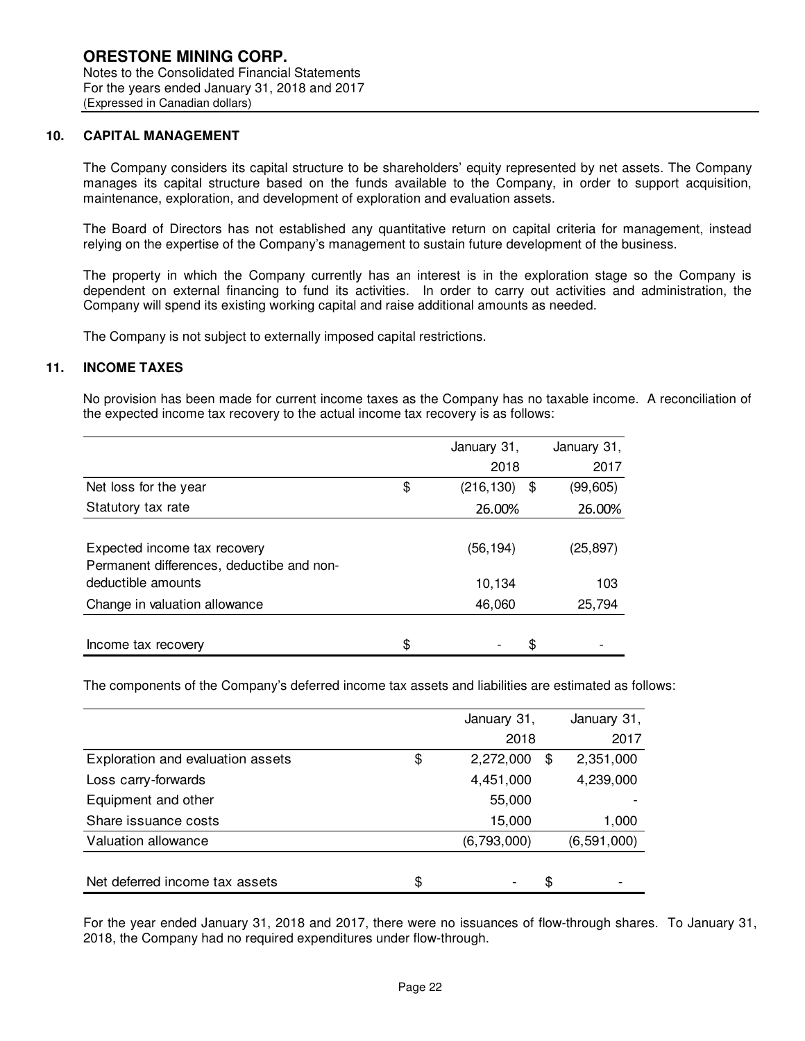**ORESTONE MINING CORP.**
Notes to the Consolidated Financial Statements
For the years ended January 31, 2018 and 2017
(Expressed in Canadian dollars)

## 10. CAPITAL MANAGEMENT

The Company considers its capital structure to be shareholders' equity represented by net assets. The Company manages its capital structure based on the funds available to the Company, in order to support acquisition, maintenance, exploration, and development of exploration and evaluation assets.

The Board of Directors has not established any quantitative return on capital criteria for management, instead relying on the expertise of the Company's management to sustain future development of the business.

The property in which the Company currently has an interest is in the exploration stage so the Company is dependent on external financing to fund its activities. In order to carry out activities and administration, the Company will spend its existing working capital and raise additional amounts as needed.

The Company is not subject to externally imposed capital restrictions.

## 11. INCOME TAXES

No provision has been made for current income taxes as the Company has no taxable income. A reconciliation of the expected income tax recovery to the actual income tax recovery is as follows:

| | January 31, 2018 | January 31, 2017 |
|---|---|---|
| Net loss for the year | $ (216,130) | $ (99,605) |
| Statutory tax rate | 26.00% | 26.00% |
| Expected income tax recovery | (56,194) | (25,897) |
| Permanent differences, deductibe and non-deductible amounts | 10,134 | 103 |
| Change in valuation allowance | 46,060 | 25,794 |
| Income tax recovery | $ - | $ - |

The components of the Company's deferred income tax assets and liabilities are estimated as follows:

| | January 31, 2018 | January 31, 2017 |
|---|---|---|
| Exploration and evaluation assets | $ 2,272,000 | $ 2,351,000 |
| Loss carry-forwards | 4,451,000 | 4,239,000 |
| Equipment and other | 55,000 | - |
| Share issuance costs | 15,000 | 1,000 |
| Valuation allowance | (6,793,000) | (6,591,000) |
| Net deferred income tax assets | $ - | $ - |

For the year ended January 31, 2018 and 2017, there were no issuances of flow-through shares. To January 31, 2018, the Company had no required expenditures under flow-through.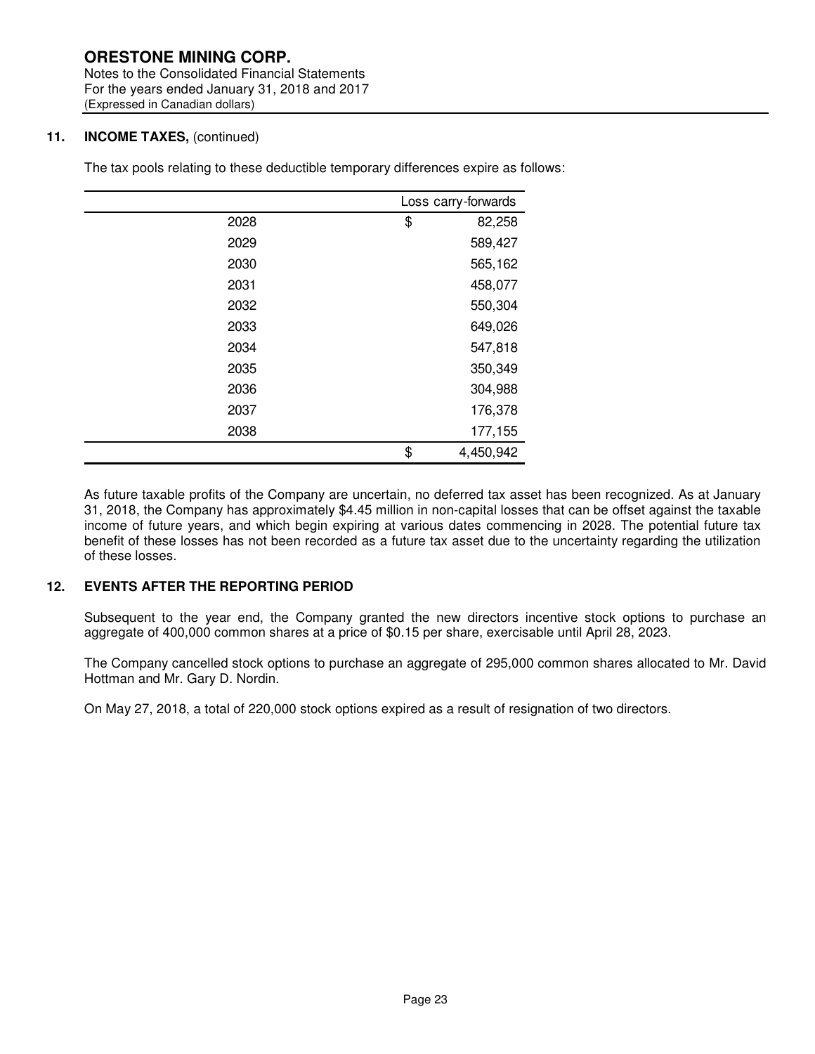## 11. INCOME TAXES, (continued)

The tax pools relating to these deductible temporary differences expire as follows:

| | Loss carry-forwards |
|---|---|
| 2028 | $ 82,258 |
| 2029 | 589,427 |
| 2030 | 565,162 |
| 2031 | 458,077 |
| 2032 | 550,304 |
| 2033 | 649,026 |
| 2034 | 547,818 |
| 2035 | 350,349 |
| 2036 | 304,988 |
| 2037 | 176,378 |
| 2038 | 177,155 |
| | $ 4,450,942 |

As future taxable profits of the Company are uncertain, no deferred tax asset has been recognized. As at January 31, 2018, the Company has approximately $4.45 million in non-capital losses that can be offset against the taxable income of future years, and which begin expiring at various dates commencing in 2028. The potential future tax benefit of these losses has not been recorded as a future tax asset due to the uncertainty regarding the utilization of these losses.

## 12. EVENTS AFTER THE REPORTING PERIOD

Subsequent to the year end, the Company granted the new directors incentive stock options to purchase an aggregate of 400,000 common shares at a price of $0.15 per share, exercisable until April 28, 2023.

The Company cancelled stock options to purchase an aggregate of 295,000 common shares allocated to Mr. David Hottman and Mr. Gary D. Nordin.

On May 27, 2018, a total of 220,000 stock options expired as a result of resignation of two directors.